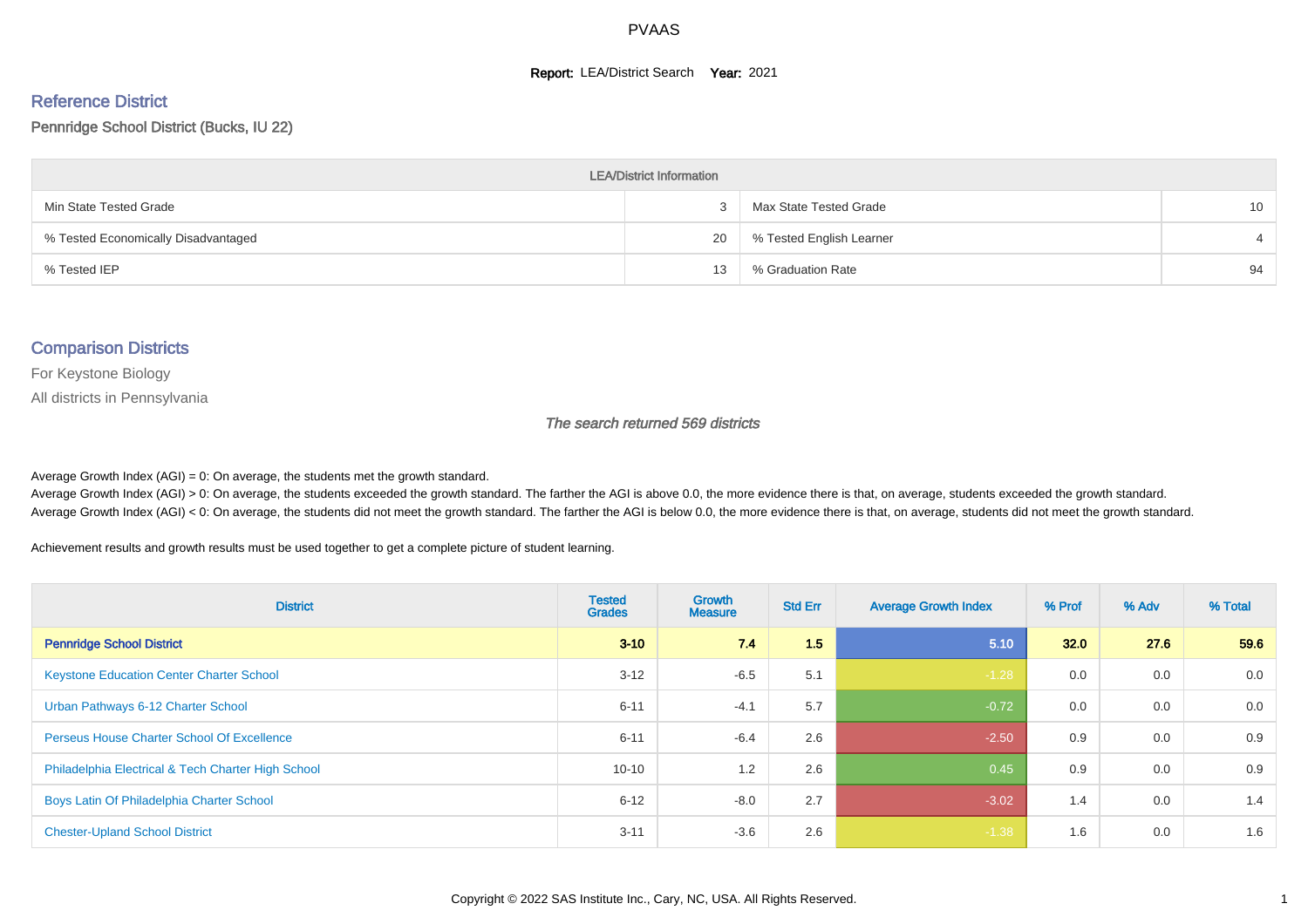# PVAAS

**Report:** LEA/District Search **Year:** 2021

## Reference District

Pennridge School District (Bucks, IU 22)

| LEA/District Information | | | |
|---|---|---|---|
| Min State Tested Grade | 3 | Max State Tested Grade | 10 |
| % Tested Economically Disadvantaged | 20 | % Tested English Learner | 4 |
| % Tested IEP | 13 | % Graduation Rate | 94 |

## Comparison Districts

For Keystone Biology

All districts in Pennsylvania

*The search returned 569 districts*

Average Growth Index (AGI) = 0: On average, the students met the growth standard.
Average Growth Index (AGI) > 0: On average, the students exceeded the growth standard. The farther the AGI is above 0.0, the more evidence there is that, on average, students exceeded the growth standard.
Average Growth Index (AGI) < 0: On average, the students did not meet the growth standard. The farther the AGI is below 0.0, the more evidence there is that, on average, students did not meet the growth standard.

Achievement results and growth results must be used together to get a complete picture of student learning.

| District | Tested Grades | Growth Measure | Std Err | Average Growth Index | % Prof | % Adv | % Total |
|---|---|---|---|---|---|---|---|
| **Pennridge School District** | **3-10** | **7.4** | **1.5** | **5.10** | **32.0** | **27.6** | **59.6** |
| Keystone Education Center Charter School | 3-12 | -6.5 | 5.1 | -1.28 | 0.0 | 0.0 | 0.0 |
| Urban Pathways 6-12 Charter School | 6-11 | -4.1 | 5.7 | -0.72 | 0.0 | 0.0 | 0.0 |
| Perseus House Charter School Of Excellence | 6-11 | -6.4 | 2.6 | -2.50 | 0.9 | 0.0 | 0.9 |
| Philadelphia Electrical & Tech Charter High School | 10-10 | 1.2 | 2.6 | 0.45 | 0.9 | 0.0 | 0.9 |
| Boys Latin Of Philadelphia Charter School | 6-12 | -8.0 | 2.7 | -3.02 | 1.4 | 0.0 | 1.4 |
| Chester-Upland School District | 3-11 | -3.6 | 2.6 | -1.38 | 1.6 | 0.0 | 1.6 |

Copyright © 2022 SAS Institute Inc., Cary, NC, USA. All Rights Reserved.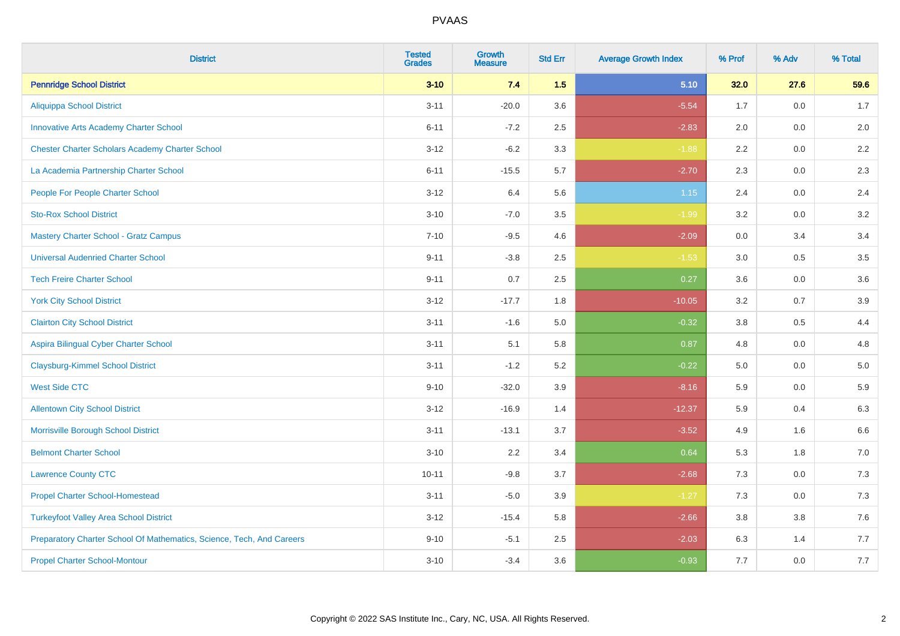# PVAAS

| District | Tested Grades | Growth Measure | Std Err | Average Growth Index | % Prof | % Adv | % Total |
|---|---|---|---|---|---|---|---|
| **Pennridge School District** | **3-10** | **7.4** | **1.5** | **5.10** | **32.0** | **27.6** | **59.6** |
| Aliquippa School District | 3-11 | -20.0 | 3.6 | -5.54 | 1.7 | 0.0 | 1.7 |
| Innovative Arts Academy Charter School | 6-11 | -7.2 | 2.5 | -2.83 | 2.0 | 0.0 | 2.0 |
| Chester Charter Scholars Academy Charter School | 3-12 | -6.2 | 3.3 | -1.88 | 2.2 | 0.0 | 2.2 |
| La Academia Partnership Charter School | 6-11 | -15.5 | 5.7 | -2.70 | 2.3 | 0.0 | 2.3 |
| People For People Charter School | 3-12 | 6.4 | 5.6 | 1.15 | 2.4 | 0.0 | 2.4 |
| Sto-Rox School District | 3-10 | -7.0 | 3.5 | -1.99 | 3.2 | 0.0 | 3.2 |
| Mastery Charter School - Gratz Campus | 7-10 | -9.5 | 4.6 | -2.09 | 0.0 | 3.4 | 3.4 |
| Universal Audenried Charter School | 9-11 | -3.8 | 2.5 | -1.53 | 3.0 | 0.5 | 3.5 |
| Tech Freire Charter School | 9-11 | 0.7 | 2.5 | 0.27 | 3.6 | 0.0 | 3.6 |
| York City School District | 3-12 | -17.7 | 1.8 | -10.05 | 3.2 | 0.7 | 3.9 |
| Clairton City School District | 3-11 | -1.6 | 5.0 | -0.32 | 3.8 | 0.5 | 4.4 |
| Aspira Bilingual Cyber Charter School | 3-11 | 5.1 | 5.8 | 0.87 | 4.8 | 0.0 | 4.8 |
| Claysburg-Kimmel School District | 3-11 | -1.2 | 5.2 | -0.22 | 5.0 | 0.0 | 5.0 |
| West Side CTC | 9-10 | -32.0 | 3.9 | -8.16 | 5.9 | 0.0 | 5.9 |
| Allentown City School District | 3-12 | -16.9 | 1.4 | -12.37 | 5.9 | 0.4 | 6.3 |
| Morrisville Borough School District | 3-11 | -13.1 | 3.7 | -3.52 | 4.9 | 1.6 | 6.6 |
| Belmont Charter School | 3-10 | 2.2 | 3.4 | 0.64 | 5.3 | 1.8 | 7.0 |
| Lawrence County CTC | 10-11 | -9.8 | 3.7 | -2.68 | 7.3 | 0.0 | 7.3 |
| Propel Charter School-Homestead | 3-11 | -5.0 | 3.9 | -1.27 | 7.3 | 0.0 | 7.3 |
| Turkeyfoot Valley Area School District | 3-12 | -15.4 | 5.8 | -2.66 | 3.8 | 3.8 | 7.6 |
| Preparatory Charter School Of Mathematics, Science, Tech, And Careers | 9-10 | -5.1 | 2.5 | -2.03 | 6.3 | 1.4 | 7.7 |
| Propel Charter School-Montour | 3-10 | -3.4 | 3.6 | -0.93 | 7.7 | 0.0 | 7.7 |

Copyright © 2022 SAS Institute Inc., Cary, NC, USA. All Rights Reserved.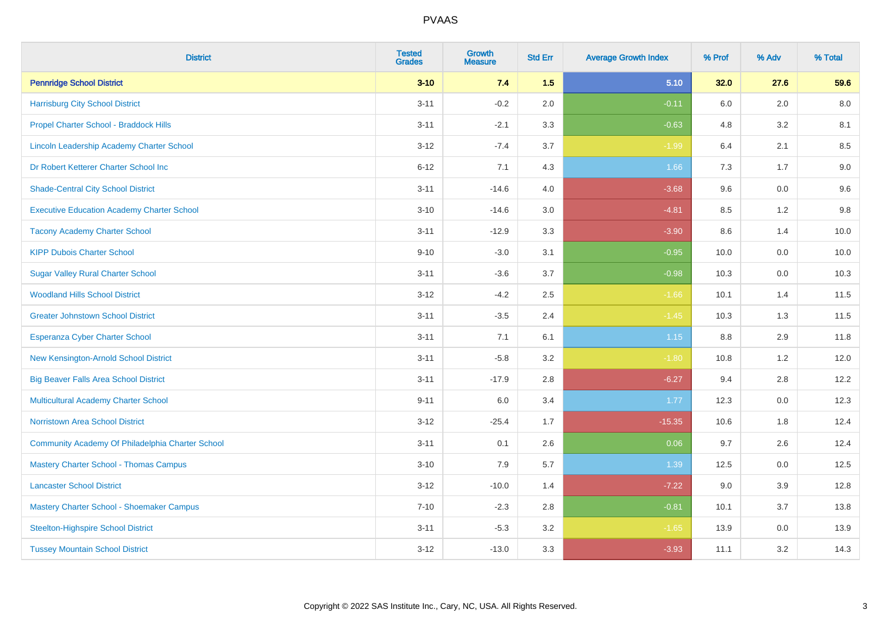# PVAAS

| District | Tested Grades | Growth Measure | Std Err | Average Growth Index | % Prof | % Adv | % Total |
|---|---|---|---|---|---|---|---|
| **Pennridge School District** | **3-10** | **7.4** | **1.5** | **5.10** | **32.0** | **27.6** | **59.6** |
| Harrisburg City School District | 3-11 | -0.2 | 2.0 | -0.11 | 6.0 | 2.0 | 8.0 |
| Propel Charter School - Braddock Hills | 3-11 | -2.1 | 3.3 | -0.63 | 4.8 | 3.2 | 8.1 |
| Lincoln Leadership Academy Charter School | 3-12 | -7.4 | 3.7 | -1.99 | 6.4 | 2.1 | 8.5 |
| Dr Robert Ketterer Charter School Inc | 6-12 | 7.1 | 4.3 | 1.66 | 7.3 | 1.7 | 9.0 |
| Shade-Central City School District | 3-11 | -14.6 | 4.0 | -3.68 | 9.6 | 0.0 | 9.6 |
| Executive Education Academy Charter School | 3-10 | -14.6 | 3.0 | -4.81 | 8.5 | 1.2 | 9.8 |
| Tacony Academy Charter School | 3-11 | -12.9 | 3.3 | -3.90 | 8.6 | 1.4 | 10.0 |
| KIPP Dubois Charter School | 9-10 | -3.0 | 3.1 | -0.95 | 10.0 | 0.0 | 10.0 |
| Sugar Valley Rural Charter School | 3-11 | -3.6 | 3.7 | -0.98 | 10.3 | 0.0 | 10.3 |
| Woodland Hills School District | 3-12 | -4.2 | 2.5 | -1.66 | 10.1 | 1.4 | 11.5 |
| Greater Johnstown School District | 3-11 | -3.5 | 2.4 | -1.45 | 10.3 | 1.3 | 11.5 |
| Esperanza Cyber Charter School | 3-11 | 7.1 | 6.1 | 1.15 | 8.8 | 2.9 | 11.8 |
| New Kensington-Arnold School District | 3-11 | -5.8 | 3.2 | -1.80 | 10.8 | 1.2 | 12.0 |
| Big Beaver Falls Area School District | 3-11 | -17.9 | 2.8 | -6.27 | 9.4 | 2.8 | 12.2 |
| Multicultural Academy Charter School | 9-11 | 6.0 | 3.4 | 1.77 | 12.3 | 0.0 | 12.3 |
| Norristown Area School District | 3-12 | -25.4 | 1.7 | -15.35 | 10.6 | 1.8 | 12.4 |
| Community Academy Of Philadelphia Charter School | 3-11 | 0.1 | 2.6 | 0.06 | 9.7 | 2.6 | 12.4 |
| Mastery Charter School - Thomas Campus | 3-10 | 7.9 | 5.7 | 1.39 | 12.5 | 0.0 | 12.5 |
| Lancaster School District | 3-12 | -10.0 | 1.4 | -7.22 | 9.0 | 3.9 | 12.8 |
| Mastery Charter School - Shoemaker Campus | 7-10 | -2.3 | 2.8 | -0.81 | 10.1 | 3.7 | 13.8 |
| Steelton-Highspire School District | 3-11 | -5.3 | 3.2 | -1.65 | 13.9 | 0.0 | 13.9 |
| Tussey Mountain School District | 3-12 | -13.0 | 3.3 | -3.93 | 11.1 | 3.2 | 14.3 |

Copyright © 2022 SAS Institute Inc., Cary, NC, USA. All Rights Reserved.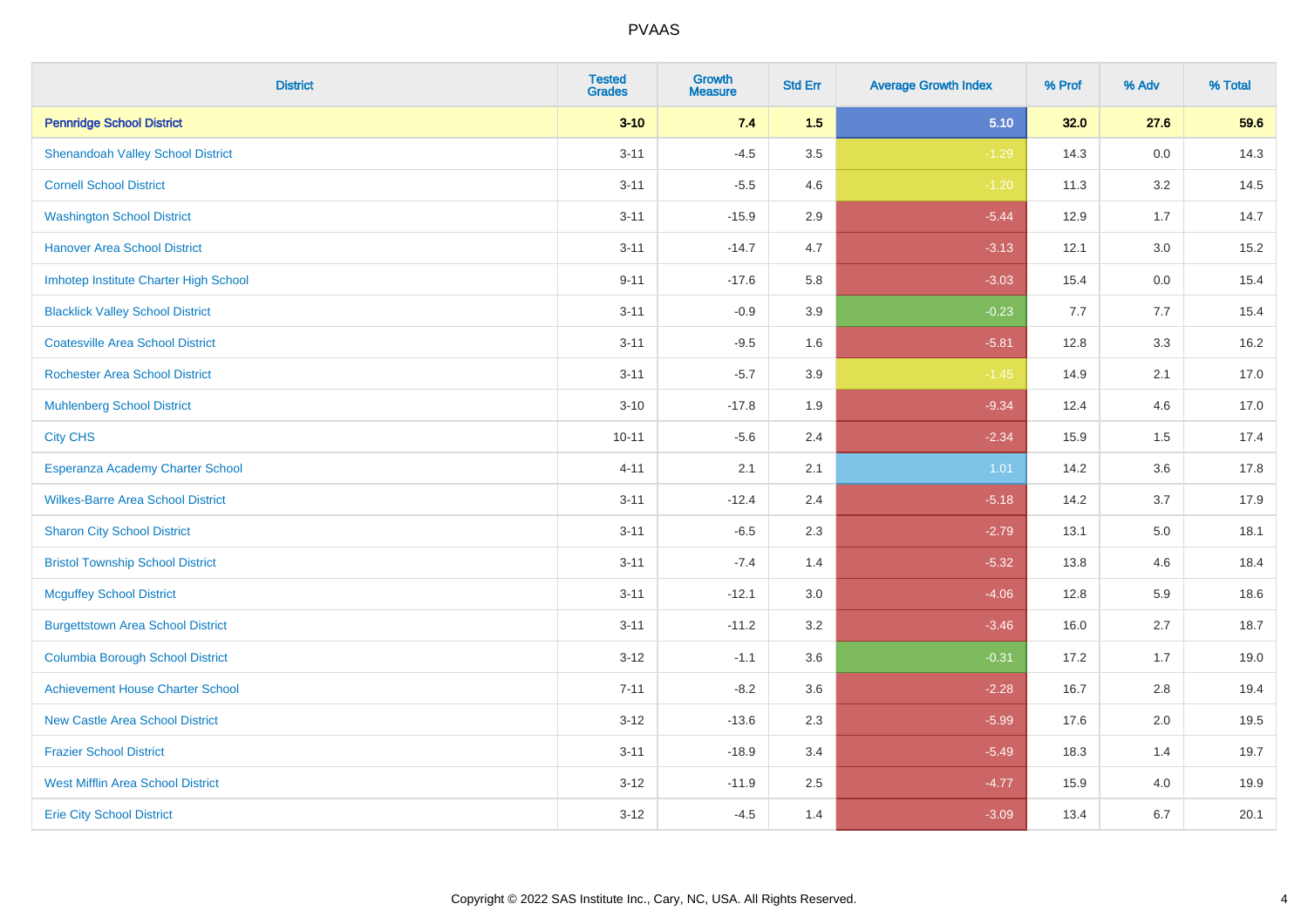# PVAAS

| District | Tested Grades | Growth Measure | Std Err | Average Growth Index | % Prof | % Adv | % Total |
|---|---|---|---|---|---|---|---|
| **Pennridge School District** | **3-10** | **7.4** | **1.5** | **5.10** | **32.0** | **27.6** | **59.6** |
| Shenandoah Valley School District | 3-11 | -4.5 | 3.5 | -1.29 | 14.3 | 0.0 | 14.3 |
| Cornell School District | 3-11 | -5.5 | 4.6 | -1.20 | 11.3 | 3.2 | 14.5 |
| Washington School District | 3-11 | -15.9 | 2.9 | -5.44 | 12.9 | 1.7 | 14.7 |
| Hanover Area School District | 3-11 | -14.7 | 4.7 | -3.13 | 12.1 | 3.0 | 15.2 |
| Imhotep Institute Charter High School | 9-11 | -17.6 | 5.8 | -3.03 | 15.4 | 0.0 | 15.4 |
| Blacklick Valley School District | 3-11 | -0.9 | 3.9 | -0.23 | 7.7 | 7.7 | 15.4 |
| Coatesville Area School District | 3-11 | -9.5 | 1.6 | -5.81 | 12.8 | 3.3 | 16.2 |
| Rochester Area School District | 3-11 | -5.7 | 3.9 | -1.45 | 14.9 | 2.1 | 17.0 |
| Muhlenberg School District | 3-10 | -17.8 | 1.9 | -9.34 | 12.4 | 4.6 | 17.0 |
| City CHS | 10-11 | -5.6 | 2.4 | -2.34 | 15.9 | 1.5 | 17.4 |
| Esperanza Academy Charter School | 4-11 | 2.1 | 2.1 | 1.01 | 14.2 | 3.6 | 17.8 |
| Wilkes-Barre Area School District | 3-11 | -12.4 | 2.4 | -5.18 | 14.2 | 3.7 | 17.9 |
| Sharon City School District | 3-11 | -6.5 | 2.3 | -2.79 | 13.1 | 5.0 | 18.1 |
| Bristol Township School District | 3-11 | -7.4 | 1.4 | -5.32 | 13.8 | 4.6 | 18.4 |
| Mcguffey School District | 3-11 | -12.1 | 3.0 | -4.06 | 12.8 | 5.9 | 18.6 |
| Burgettstown Area School District | 3-11 | -11.2 | 3.2 | -3.46 | 16.0 | 2.7 | 18.7 |
| Columbia Borough School District | 3-12 | -1.1 | 3.6 | -0.31 | 17.2 | 1.7 | 19.0 |
| Achievement House Charter School | 7-11 | -8.2 | 3.6 | -2.28 | 16.7 | 2.8 | 19.4 |
| New Castle Area School District | 3-12 | -13.6 | 2.3 | -5.99 | 17.6 | 2.0 | 19.5 |
| Frazier School District | 3-11 | -18.9 | 3.4 | -5.49 | 18.3 | 1.4 | 19.7 |
| West Mifflin Area School District | 3-12 | -11.9 | 2.5 | -4.77 | 15.9 | 4.0 | 19.9 |
| Erie City School District | 3-12 | -4.5 | 1.4 | -3.09 | 13.4 | 6.7 | 20.1 |

Copyright © 2022 SAS Institute Inc., Cary, NC, USA. All Rights Reserved.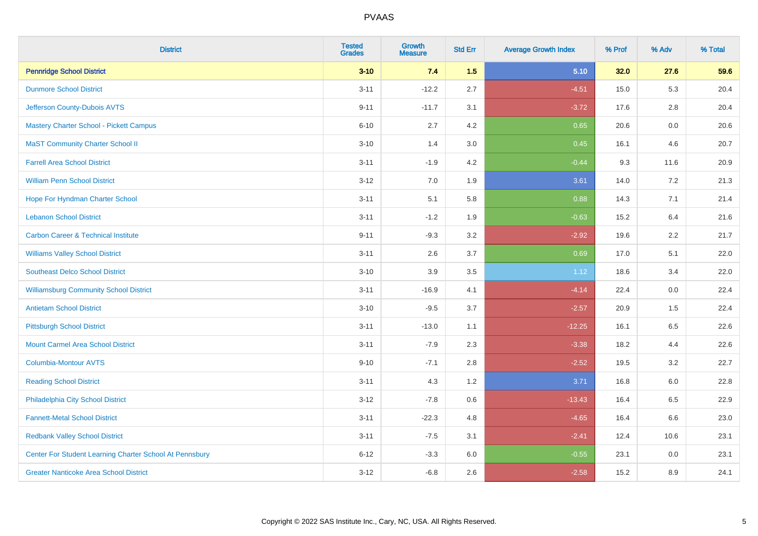# PVAAS

| District | Tested Grades | Growth Measure | Std Err | Average Growth Index | % Prof | % Adv | % Total |
|---|---|---|---|---|---|---|---|
| **Pennridge School District** | **3-10** | **7.4** | **1.5** | **5.10** | **32.0** | **27.6** | **59.6** |
| Dunmore School District | 3-11 | -12.2 | 2.7 | -4.51 | 15.0 | 5.3 | 20.4 |
| Jefferson County-Dubois AVTS | 9-11 | -11.7 | 3.1 | -3.72 | 17.6 | 2.8 | 20.4 |
| Mastery Charter School - Pickett Campus | 6-10 | 2.7 | 4.2 | 0.65 | 20.6 | 0.0 | 20.6 |
| MaST Community Charter School II | 3-10 | 1.4 | 3.0 | 0.45 | 16.1 | 4.6 | 20.7 |
| Farrell Area School District | 3-11 | -1.9 | 4.2 | -0.44 | 9.3 | 11.6 | 20.9 |
| William Penn School District | 3-12 | 7.0 | 1.9 | 3.61 | 14.0 | 7.2 | 21.3 |
| Hope For Hyndman Charter School | 3-11 | 5.1 | 5.8 | 0.88 | 14.3 | 7.1 | 21.4 |
| Lebanon School District | 3-11 | -1.2 | 1.9 | -0.63 | 15.2 | 6.4 | 21.6 |
| Carbon Career & Technical Institute | 9-11 | -9.3 | 3.2 | -2.92 | 19.6 | 2.2 | 21.7 |
| Williams Valley School District | 3-11 | 2.6 | 3.7 | 0.69 | 17.0 | 5.1 | 22.0 |
| Southeast Delco School District | 3-10 | 3.9 | 3.5 | 1.12 | 18.6 | 3.4 | 22.0 |
| Williamsburg Community School District | 3-11 | -16.9 | 4.1 | -4.14 | 22.4 | 0.0 | 22.4 |
| Antietam School District | 3-10 | -9.5 | 3.7 | -2.57 | 20.9 | 1.5 | 22.4 |
| Pittsburgh School District | 3-11 | -13.0 | 1.1 | -12.25 | 16.1 | 6.5 | 22.6 |
| Mount Carmel Area School District | 3-11 | -7.9 | 2.3 | -3.38 | 18.2 | 4.4 | 22.6 |
| Columbia-Montour AVTS | 9-10 | -7.1 | 2.8 | -2.52 | 19.5 | 3.2 | 22.7 |
| Reading School District | 3-11 | 4.3 | 1.2 | 3.71 | 16.8 | 6.0 | 22.8 |
| Philadelphia City School District | 3-12 | -7.8 | 0.6 | -13.43 | 16.4 | 6.5 | 22.9 |
| Fannett-Metal School District | 3-11 | -22.3 | 4.8 | -4.65 | 16.4 | 6.6 | 23.0 |
| Redbank Valley School District | 3-11 | -7.5 | 3.1 | -2.41 | 12.4 | 10.6 | 23.1 |
| Center For Student Learning Charter School At Pennsbury | 6-12 | -3.3 | 6.0 | -0.55 | 23.1 | 0.0 | 23.1 |
| Greater Nanticoke Area School District | 3-12 | -6.8 | 2.6 | -2.58 | 15.2 | 8.9 | 24.1 |

Copyright © 2022 SAS Institute Inc., Cary, NC, USA. All Rights Reserved.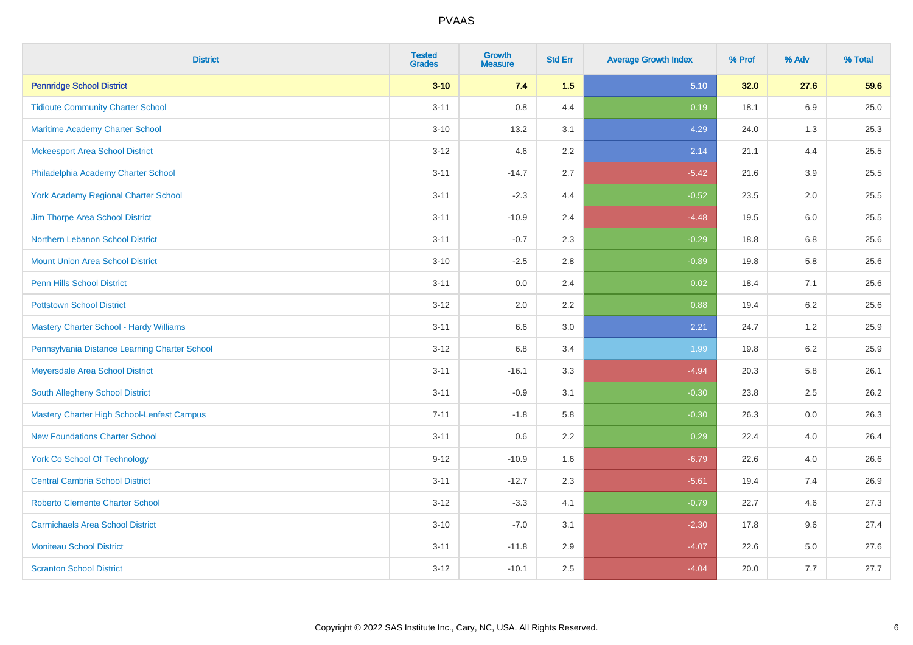PVAAS

| District | Tested Grades | Growth Measure | Std Err | Average Growth Index | % Prof | % Adv | % Total |
|---|---|---|---|---|---|---|---|
| **Pennridge School District** | **3-10** | **7.4** | **1.5** | **5.10** | **32.0** | **27.6** | **59.6** |
| Tidioute Community Charter School | 3-11 | 0.8 | 4.4 | 0.19 | 18.1 | 6.9 | 25.0 |
| Maritime Academy Charter School | 3-10 | 13.2 | 3.1 | 4.29 | 24.0 | 1.3 | 25.3 |
| Mckeesport Area School District | 3-12 | 4.6 | 2.2 | 2.14 | 21.1 | 4.4 | 25.5 |
| Philadelphia Academy Charter School | 3-11 | -14.7 | 2.7 | -5.42 | 21.6 | 3.9 | 25.5 |
| York Academy Regional Charter School | 3-11 | -2.3 | 4.4 | -0.52 | 23.5 | 2.0 | 25.5 |
| Jim Thorpe Area School District | 3-11 | -10.9 | 2.4 | -4.48 | 19.5 | 6.0 | 25.5 |
| Northern Lebanon School District | 3-11 | -0.7 | 2.3 | -0.29 | 18.8 | 6.8 | 25.6 |
| Mount Union Area School District | 3-10 | -2.5 | 2.8 | -0.89 | 19.8 | 5.8 | 25.6 |
| Penn Hills School District | 3-11 | 0.0 | 2.4 | 0.02 | 18.4 | 7.1 | 25.6 |
| Pottstown School District | 3-12 | 2.0 | 2.2 | 0.88 | 19.4 | 6.2 | 25.6 |
| Mastery Charter School - Hardy Williams | 3-11 | 6.6 | 3.0 | 2.21 | 24.7 | 1.2 | 25.9 |
| Pennsylvania Distance Learning Charter School | 3-12 | 6.8 | 3.4 | 1.99 | 19.8 | 6.2 | 25.9 |
| Meyersdale Area School District | 3-11 | -16.1 | 3.3 | -4.94 | 20.3 | 5.8 | 26.1 |
| South Allegheny School District | 3-11 | -0.9 | 3.1 | -0.30 | 23.8 | 2.5 | 26.2 |
| Mastery Charter High School-Lenfest Campus | 7-11 | -1.8 | 5.8 | -0.30 | 26.3 | 0.0 | 26.3 |
| New Foundations Charter School | 3-11 | 0.6 | 2.2 | 0.29 | 22.4 | 4.0 | 26.4 |
| York Co School Of Technology | 9-12 | -10.9 | 1.6 | -6.79 | 22.6 | 4.0 | 26.6 |
| Central Cambria School District | 3-11 | -12.7 | 2.3 | -5.61 | 19.4 | 7.4 | 26.9 |
| Roberto Clemente Charter School | 3-12 | -3.3 | 4.1 | -0.79 | 22.7 | 4.6 | 27.3 |
| Carmichaels Area School District | 3-10 | -7.0 | 3.1 | -2.30 | 17.8 | 9.6 | 27.4 |
| Moniteau School District | 3-11 | -11.8 | 2.9 | -4.07 | 22.6 | 5.0 | 27.6 |
| Scranton School District | 3-12 | -10.1 | 2.5 | -4.04 | 20.0 | 7.7 | 27.7 |

Copyright © 2022 SAS Institute Inc., Cary, NC, USA. All Rights Reserved.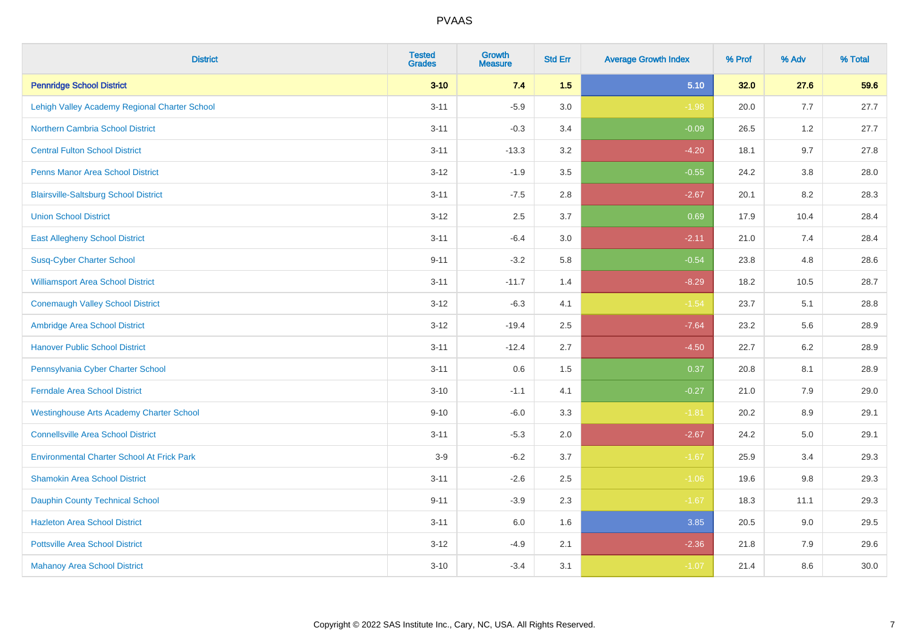| District | Tested Grades | Growth Measure | Std Err | Average Growth Index | % Prof | % Adv | % Total |
|---|---|---|---|---|---|---|---|
| **Pennridge School District** | **3-10** | **7.4** | **1.5** | **5.10** | **32.0** | **27.6** | **59.6** |
| Lehigh Valley Academy Regional Charter School | 3-11 | -5.9 | 3.0 | -1.98 | 20.0 | 7.7 | 27.7 |
| Northern Cambria School District | 3-11 | -0.3 | 3.4 | -0.09 | 26.5 | 1.2 | 27.7 |
| Central Fulton School District | 3-11 | -13.3 | 3.2 | -4.20 | 18.1 | 9.7 | 27.8 |
| Penns Manor Area School District | 3-12 | -1.9 | 3.5 | -0.55 | 24.2 | 3.8 | 28.0 |
| Blairsville-Saltsburg School District | 3-11 | -7.5 | 2.8 | -2.67 | 20.1 | 8.2 | 28.3 |
| Union School District | 3-12 | 2.5 | 3.7 | 0.69 | 17.9 | 10.4 | 28.4 |
| East Allegheny School District | 3-11 | -6.4 | 3.0 | -2.11 | 21.0 | 7.4 | 28.4 |
| Susq-Cyber Charter School | 9-11 | -3.2 | 5.8 | -0.54 | 23.8 | 4.8 | 28.6 |
| Williamsport Area School District | 3-11 | -11.7 | 1.4 | -8.29 | 18.2 | 10.5 | 28.7 |
| Conemaugh Valley School District | 3-12 | -6.3 | 4.1 | -1.54 | 23.7 | 5.1 | 28.8 |
| Ambridge Area School District | 3-12 | -19.4 | 2.5 | -7.64 | 23.2 | 5.6 | 28.9 |
| Hanover Public School District | 3-11 | -12.4 | 2.7 | -4.50 | 22.7 | 6.2 | 28.9 |
| Pennsylvania Cyber Charter School | 3-11 | 0.6 | 1.5 | 0.37 | 20.8 | 8.1 | 28.9 |
| Ferndale Area School District | 3-10 | -1.1 | 4.1 | -0.27 | 21.0 | 7.9 | 29.0 |
| Westinghouse Arts Academy Charter School | 9-10 | -6.0 | 3.3 | -1.81 | 20.2 | 8.9 | 29.1 |
| Connellsville Area School District | 3-11 | -5.3 | 2.0 | -2.67 | 24.2 | 5.0 | 29.1 |
| Environmental Charter School At Frick Park | 3-9 | -6.2 | 3.7 | -1.67 | 25.9 | 3.4 | 29.3 |
| Shamokin Area School District | 3-11 | -2.6 | 2.5 | -1.06 | 19.6 | 9.8 | 29.3 |
| Dauphin County Technical School | 9-11 | -3.9 | 2.3 | -1.67 | 18.3 | 11.1 | 29.3 |
| Hazleton Area School District | 3-11 | 6.0 | 1.6 | 3.85 | 20.5 | 9.0 | 29.5 |
| Pottsville Area School District | 3-12 | -4.9 | 2.1 | -2.36 | 21.8 | 7.9 | 29.6 |
| Mahanoy Area School District | 3-10 | -3.4 | 3.1 | -1.07 | 21.4 | 8.6 | 30.0 |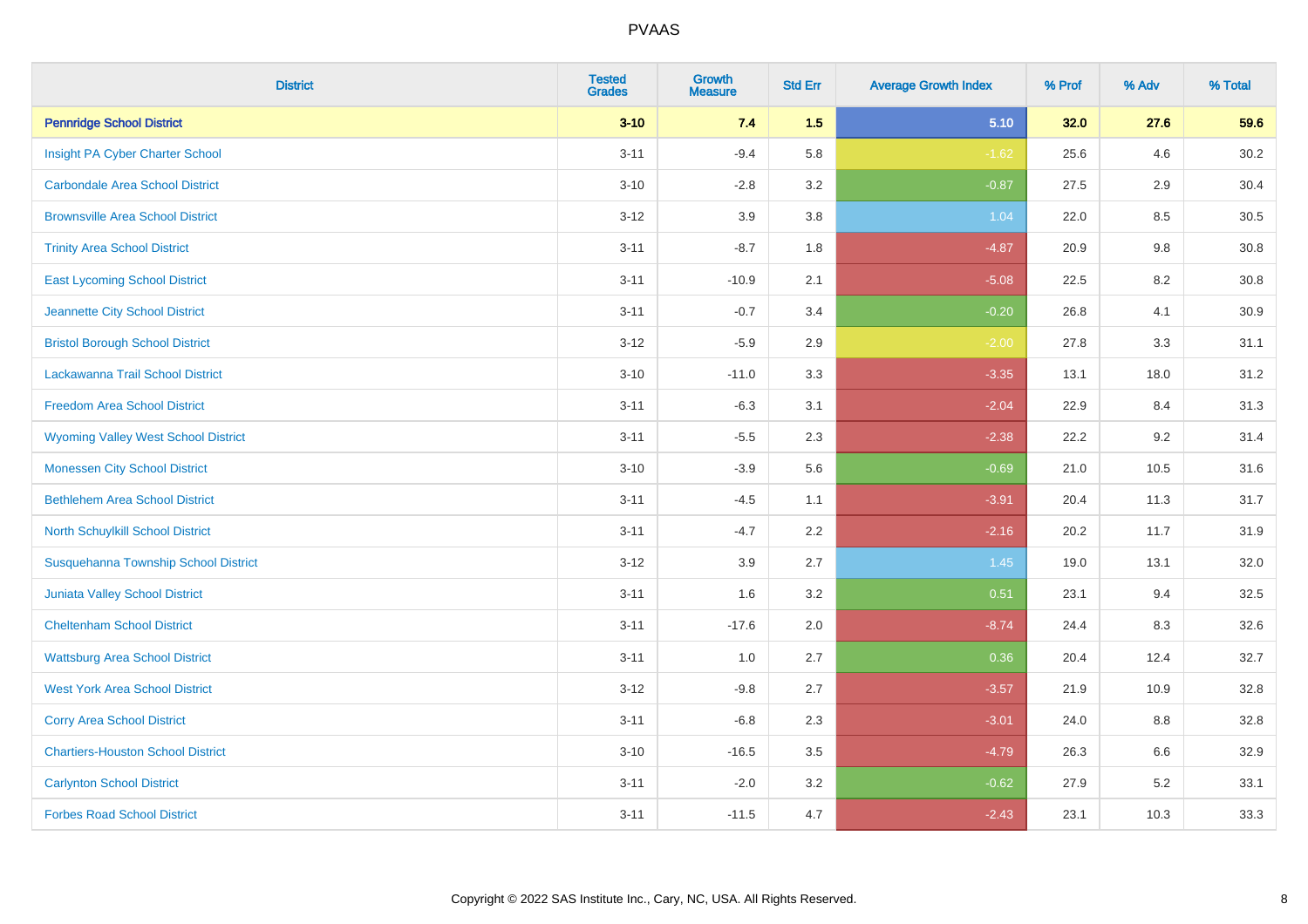| District | Tested Grades | Growth Measure | Std Err | Average Growth Index | % Prof | % Adv | % Total |
|---|---|---|---|---|---|---|---|
| **Pennridge School District** | **3-10** | **7.4** | **1.5** | **5.10** | **32.0** | **27.6** | **59.6** |
| Insight PA Cyber Charter School | 3-11 | -9.4 | 5.8 | -1.62 | 25.6 | 4.6 | 30.2 |
| Carbondale Area School District | 3-10 | -2.8 | 3.2 | -0.87 | 27.5 | 2.9 | 30.4 |
| Brownsville Area School District | 3-12 | 3.9 | 3.8 | 1.04 | 22.0 | 8.5 | 30.5 |
| Trinity Area School District | 3-11 | -8.7 | 1.8 | -4.87 | 20.9 | 9.8 | 30.8 |
| East Lycoming School District | 3-11 | -10.9 | 2.1 | -5.08 | 22.5 | 8.2 | 30.8 |
| Jeannette City School District | 3-11 | -0.7 | 3.4 | -0.20 | 26.8 | 4.1 | 30.9 |
| Bristol Borough School District | 3-12 | -5.9 | 2.9 | -2.00 | 27.8 | 3.3 | 31.1 |
| Lackawanna Trail School District | 3-10 | -11.0 | 3.3 | -3.35 | 13.1 | 18.0 | 31.2 |
| Freedom Area School District | 3-11 | -6.3 | 3.1 | -2.04 | 22.9 | 8.4 | 31.3 |
| Wyoming Valley West School District | 3-11 | -5.5 | 2.3 | -2.38 | 22.2 | 9.2 | 31.4 |
| Monessen City School District | 3-10 | -3.9 | 5.6 | -0.69 | 21.0 | 10.5 | 31.6 |
| Bethlehem Area School District | 3-11 | -4.5 | 1.1 | -3.91 | 20.4 | 11.3 | 31.7 |
| North Schuylkill School District | 3-11 | -4.7 | 2.2 | -2.16 | 20.2 | 11.7 | 31.9 |
| Susquehanna Township School District | 3-12 | 3.9 | 2.7 | 1.45 | 19.0 | 13.1 | 32.0 |
| Juniata Valley School District | 3-11 | 1.6 | 3.2 | 0.51 | 23.1 | 9.4 | 32.5 |
| Cheltenham School District | 3-11 | -17.6 | 2.0 | -8.74 | 24.4 | 8.3 | 32.6 |
| Wattsburg Area School District | 3-11 | 1.0 | 2.7 | 0.36 | 20.4 | 12.4 | 32.7 |
| West York Area School District | 3-12 | -9.8 | 2.7 | -3.57 | 21.9 | 10.9 | 32.8 |
| Corry Area School District | 3-11 | -6.8 | 2.3 | -3.01 | 24.0 | 8.8 | 32.8 |
| Chartiers-Houston School District | 3-10 | -16.5 | 3.5 | -4.79 | 26.3 | 6.6 | 32.9 |
| Carlynton School District | 3-11 | -2.0 | 3.2 | -0.62 | 27.9 | 5.2 | 33.1 |
| Forbes Road School District | 3-11 | -11.5 | 4.7 | -2.43 | 23.1 | 10.3 | 33.3 |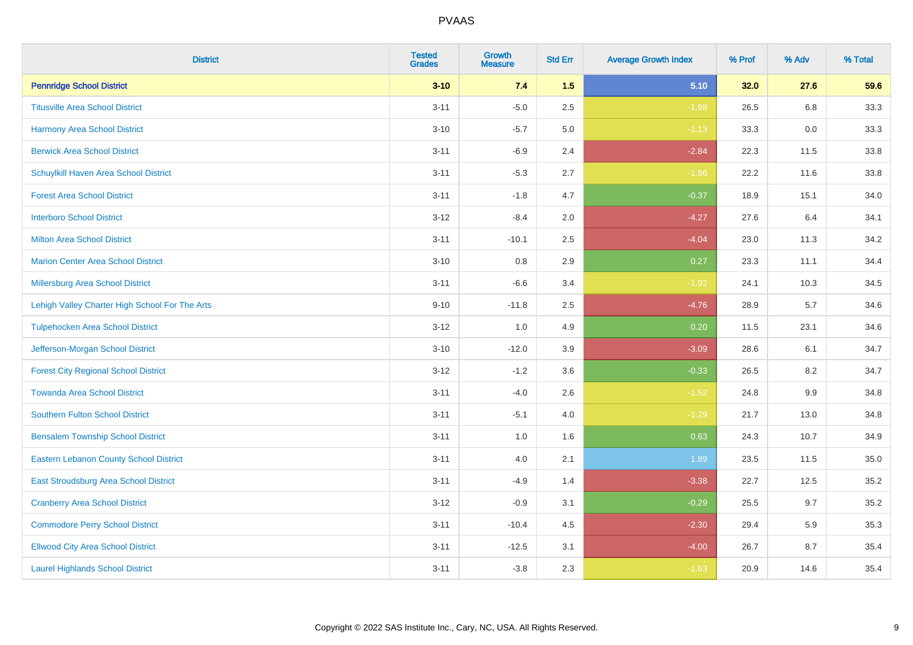# PVAAS

| District | Tested Grades | Growth Measure | Std Err | Average Growth Index | % Prof | % Adv | % Total |
|---|---|---|---|---|---|---|---|
| **Pennridge School District** | **3-10** | **7.4** | **1.5** | **5.10** | **32.0** | **27.6** | **59.6** |
| Titusville Area School District | 3-11 | -5.0 | 2.5 | -1.98 | 26.5 | 6.8 | 33.3 |
| Harmony Area School District | 3-10 | -5.7 | 5.0 | -1.13 | 33.3 | 0.0 | 33.3 |
| Berwick Area School District | 3-11 | -6.9 | 2.4 | -2.84 | 22.3 | 11.5 | 33.8 |
| Schuylkill Haven Area School District | 3-11 | -5.3 | 2.7 | -1.96 | 22.2 | 11.6 | 33.8 |
| Forest Area School District | 3-11 | -1.8 | 4.7 | -0.37 | 18.9 | 15.1 | 34.0 |
| Interboro School District | 3-12 | -8.4 | 2.0 | -4.27 | 27.6 | 6.4 | 34.1 |
| Milton Area School District | 3-11 | -10.1 | 2.5 | -4.04 | 23.0 | 11.3 | 34.2 |
| Marion Center Area School District | 3-10 | 0.8 | 2.9 | 0.27 | 23.3 | 11.1 | 34.4 |
| Millersburg Area School District | 3-11 | -6.6 | 3.4 | -1.92 | 24.1 | 10.3 | 34.5 |
| Lehigh Valley Charter High School For The Arts | 9-10 | -11.8 | 2.5 | -4.76 | 28.9 | 5.7 | 34.6 |
| Tulpehocken Area School District | 3-12 | 1.0 | 4.9 | 0.20 | 11.5 | 23.1 | 34.6 |
| Jefferson-Morgan School District | 3-10 | -12.0 | 3.9 | -3.09 | 28.6 | 6.1 | 34.7 |
| Forest City Regional School District | 3-12 | -1.2 | 3.6 | -0.33 | 26.5 | 8.2 | 34.7 |
| Towanda Area School District | 3-11 | -4.0 | 2.6 | -1.52 | 24.8 | 9.9 | 34.8 |
| Southern Fulton School District | 3-11 | -5.1 | 4.0 | -1.29 | 21.7 | 13.0 | 34.8 |
| Bensalem Township School District | 3-11 | 1.0 | 1.6 | 0.63 | 24.3 | 10.7 | 34.9 |
| Eastern Lebanon County School District | 3-11 | 4.0 | 2.1 | 1.89 | 23.5 | 11.5 | 35.0 |
| East Stroudsburg Area School District | 3-11 | -4.9 | 1.4 | -3.38 | 22.7 | 12.5 | 35.2 |
| Cranberry Area School District | 3-12 | -0.9 | 3.1 | -0.29 | 25.5 | 9.7 | 35.2 |
| Commodore Perry School District | 3-11 | -10.4 | 4.5 | -2.30 | 29.4 | 5.9 | 35.3 |
| Ellwood City Area School District | 3-11 | -12.5 | 3.1 | -4.00 | 26.7 | 8.7 | 35.4 |
| Laurel Highlands School District | 3-11 | -3.8 | 2.3 | -1.63 | 20.9 | 14.6 | 35.4 |

Copyright © 2022 SAS Institute Inc., Cary, NC, USA. All Rights Reserved.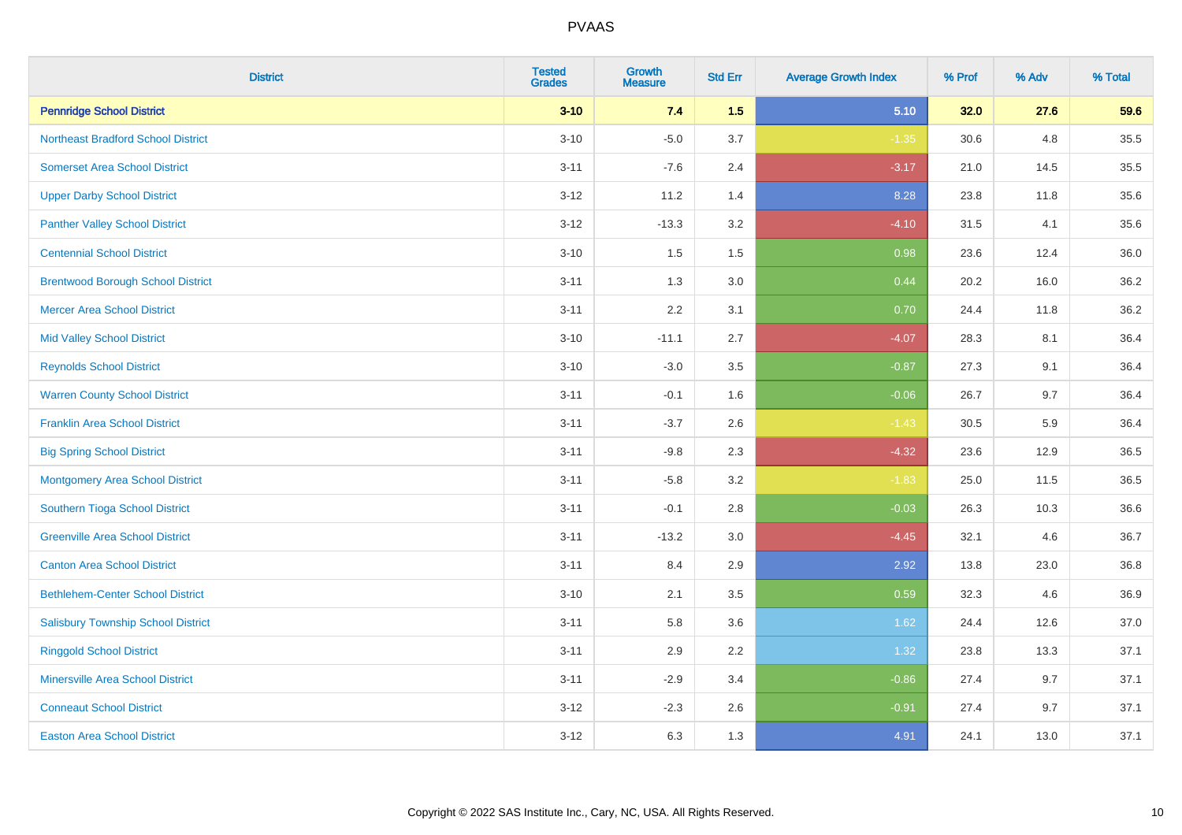| District | Tested Grades | Growth Measure | Std Err | Average Growth Index | % Prof | % Adv | % Total |
|---|---|---|---|---|---|---|---|
| **Pennridge School District** | **3-10** | **7.4** | **1.5** | **5.10** | **32.0** | **27.6** | **59.6** |
| Northeast Bradford School District | 3-10 | -5.0 | 3.7 | -1.35 | 30.6 | 4.8 | 35.5 |
| Somerset Area School District | 3-11 | -7.6 | 2.4 | -3.17 | 21.0 | 14.5 | 35.5 |
| Upper Darby School District | 3-12 | 11.2 | 1.4 | 8.28 | 23.8 | 11.8 | 35.6 |
| Panther Valley School District | 3-12 | -13.3 | 3.2 | -4.10 | 31.5 | 4.1 | 35.6 |
| Centennial School District | 3-10 | 1.5 | 1.5 | 0.98 | 23.6 | 12.4 | 36.0 |
| Brentwood Borough School District | 3-11 | 1.3 | 3.0 | 0.44 | 20.2 | 16.0 | 36.2 |
| Mercer Area School District | 3-11 | 2.2 | 3.1 | 0.70 | 24.4 | 11.8 | 36.2 |
| Mid Valley School District | 3-10 | -11.1 | 2.7 | -4.07 | 28.3 | 8.1 | 36.4 |
| Reynolds School District | 3-10 | -3.0 | 3.5 | -0.87 | 27.3 | 9.1 | 36.4 |
| Warren County School District | 3-11 | -0.1 | 1.6 | -0.06 | 26.7 | 9.7 | 36.4 |
| Franklin Area School District | 3-11 | -3.7 | 2.6 | -1.43 | 30.5 | 5.9 | 36.4 |
| Big Spring School District | 3-11 | -9.8 | 2.3 | -4.32 | 23.6 | 12.9 | 36.5 |
| Montgomery Area School District | 3-11 | -5.8 | 3.2 | -1.83 | 25.0 | 11.5 | 36.5 |
| Southern Tioga School District | 3-11 | -0.1 | 2.8 | -0.03 | 26.3 | 10.3 | 36.6 |
| Greenville Area School District | 3-11 | -13.2 | 3.0 | -4.45 | 32.1 | 4.6 | 36.7 |
| Canton Area School District | 3-11 | 8.4 | 2.9 | 2.92 | 13.8 | 23.0 | 36.8 |
| Bethlehem-Center School District | 3-10 | 2.1 | 3.5 | 0.59 | 32.3 | 4.6 | 36.9 |
| Salisbury Township School District | 3-11 | 5.8 | 3.6 | 1.62 | 24.4 | 12.6 | 37.0 |
| Ringgold School District | 3-11 | 2.9 | 2.2 | 1.32 | 23.8 | 13.3 | 37.1 |
| Minersville Area School District | 3-11 | -2.9 | 3.4 | -0.86 | 27.4 | 9.7 | 37.1 |
| Conneaut School District | 3-12 | -2.3 | 2.6 | -0.91 | 27.4 | 9.7 | 37.1 |
| Easton Area School District | 3-12 | 6.3 | 1.3 | 4.91 | 24.1 | 13.0 | 37.1 |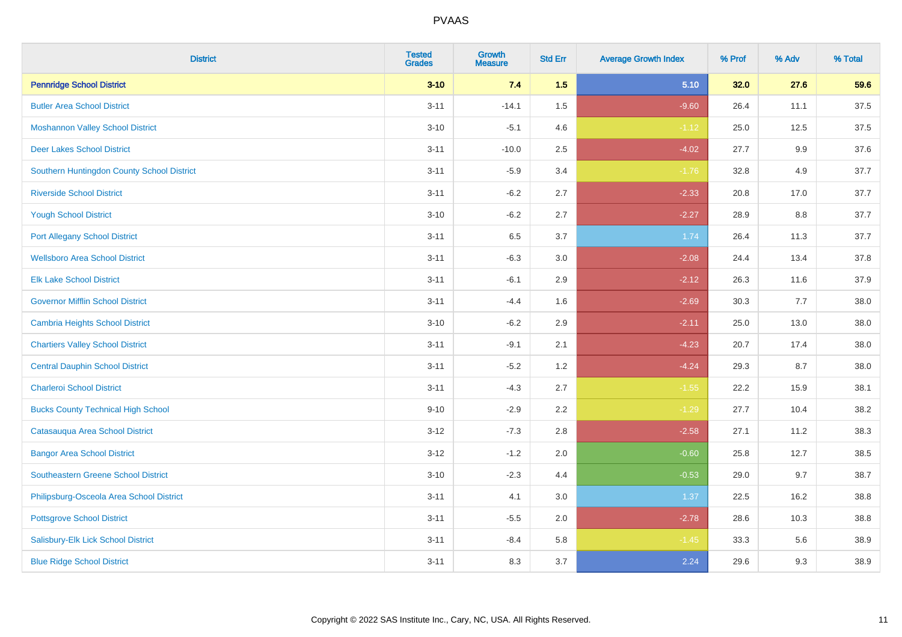| District | Tested Grades | Growth Measure | Std Err | Average Growth Index | % Prof | % Adv | % Total |
|---|---|---|---|---|---|---|---|
| **Pennridge School District** | **3-10** | **7.4** | **1.5** | **5.10** | **32.0** | **27.6** | **59.6** |
| Butler Area School District | 3-11 | -14.1 | 1.5 | -9.60 | 26.4 | 11.1 | 37.5 |
| Moshannon Valley School District | 3-10 | -5.1 | 4.6 | -1.12 | 25.0 | 12.5 | 37.5 |
| Deer Lakes School District | 3-11 | -10.0 | 2.5 | -4.02 | 27.7 | 9.9 | 37.6 |
| Southern Huntingdon County School District | 3-11 | -5.9 | 3.4 | -1.76 | 32.8 | 4.9 | 37.7 |
| Riverside School District | 3-11 | -6.2 | 2.7 | -2.33 | 20.8 | 17.0 | 37.7 |
| Yough School District | 3-10 | -6.2 | 2.7 | -2.27 | 28.9 | 8.8 | 37.7 |
| Port Allegany School District | 3-11 | 6.5 | 3.7 | 1.74 | 26.4 | 11.3 | 37.7 |
| Wellsboro Area School District | 3-11 | -6.3 | 3.0 | -2.08 | 24.4 | 13.4 | 37.8 |
| Elk Lake School District | 3-11 | -6.1 | 2.9 | -2.12 | 26.3 | 11.6 | 37.9 |
| Governor Mifflin School District | 3-11 | -4.4 | 1.6 | -2.69 | 30.3 | 7.7 | 38.0 |
| Cambria Heights School District | 3-10 | -6.2 | 2.9 | -2.11 | 25.0 | 13.0 | 38.0 |
| Chartiers Valley School District | 3-11 | -9.1 | 2.1 | -4.23 | 20.7 | 17.4 | 38.0 |
| Central Dauphin School District | 3-11 | -5.2 | 1.2 | -4.24 | 29.3 | 8.7 | 38.0 |
| Charleroi School District | 3-11 | -4.3 | 2.7 | -1.55 | 22.2 | 15.9 | 38.1 |
| Bucks County Technical High School | 9-10 | -2.9 | 2.2 | -1.29 | 27.7 | 10.4 | 38.2 |
| Catasauqua Area School District | 3-12 | -7.3 | 2.8 | -2.58 | 27.1 | 11.2 | 38.3 |
| Bangor Area School District | 3-12 | -1.2 | 2.0 | -0.60 | 25.8 | 12.7 | 38.5 |
| Southeastern Greene School District | 3-10 | -2.3 | 4.4 | -0.53 | 29.0 | 9.7 | 38.7 |
| Philipsburg-Osceola Area School District | 3-11 | 4.1 | 3.0 | 1.37 | 22.5 | 16.2 | 38.8 |
| Pottsgrove School District | 3-11 | -5.5 | 2.0 | -2.78 | 28.6 | 10.3 | 38.8 |
| Salisbury-Elk Lick School District | 3-11 | -8.4 | 5.8 | -1.45 | 33.3 | 5.6 | 38.9 |
| Blue Ridge School District | 3-11 | 8.3 | 3.7 | 2.24 | 29.6 | 9.3 | 38.9 |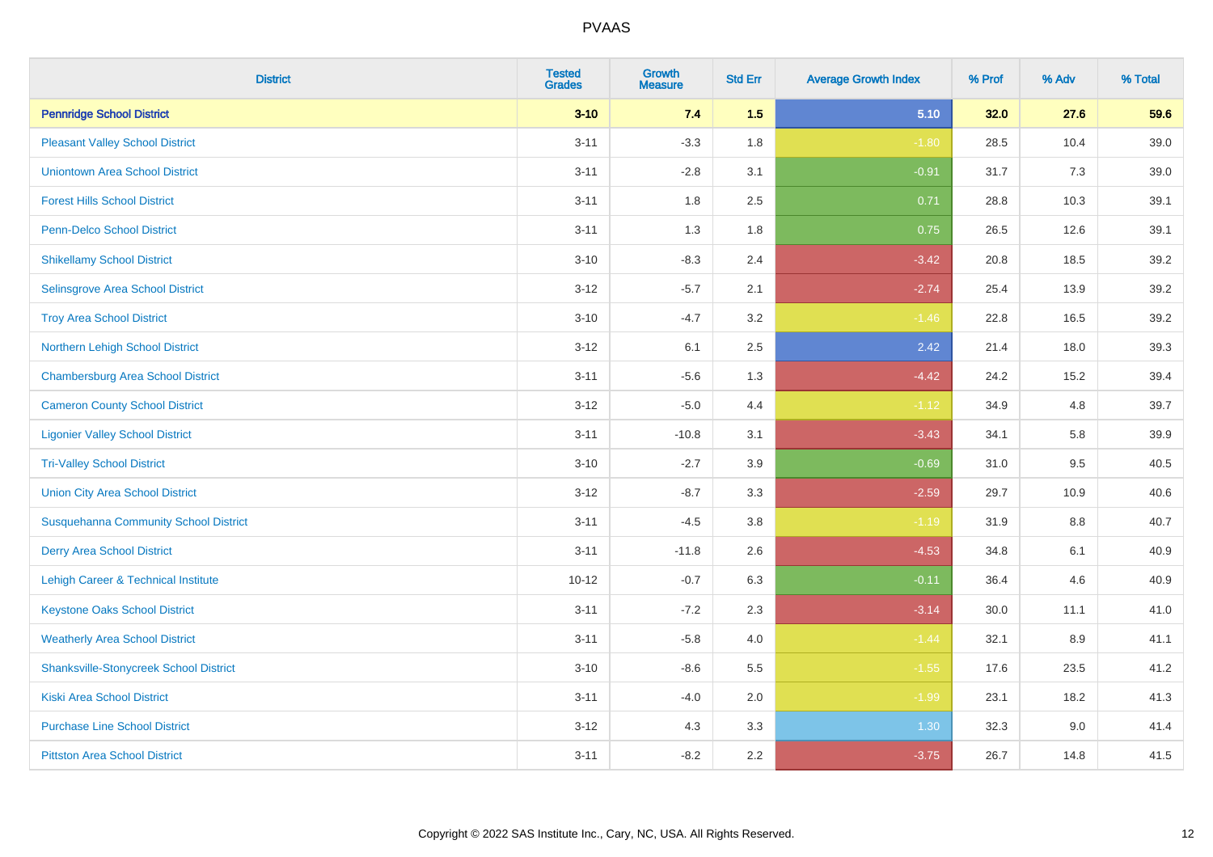| District | Tested Grades | Growth Measure | Std Err | Average Growth Index | % Prof | % Adv | % Total |
|---|---|---|---|---|---|---|---|
| **Pennridge School District** | **3-10** | **7.4** | **1.5** | **5.10** | **32.0** | **27.6** | **59.6** |
| Pleasant Valley School District | 3-11 | -3.3 | 1.8 | -1.80 | 28.5 | 10.4 | 39.0 |
| Uniontown Area School District | 3-11 | -2.8 | 3.1 | -0.91 | 31.7 | 7.3 | 39.0 |
| Forest Hills School District | 3-11 | 1.8 | 2.5 | 0.71 | 28.8 | 10.3 | 39.1 |
| Penn-Delco School District | 3-11 | 1.3 | 1.8 | 0.75 | 26.5 | 12.6 | 39.1 |
| Shikellamy School District | 3-10 | -8.3 | 2.4 | -3.42 | 20.8 | 18.5 | 39.2 |
| Selinsgrove Area School District | 3-12 | -5.7 | 2.1 | -2.74 | 25.4 | 13.9 | 39.2 |
| Troy Area School District | 3-10 | -4.7 | 3.2 | -1.46 | 22.8 | 16.5 | 39.2 |
| Northern Lehigh School District | 3-12 | 6.1 | 2.5 | 2.42 | 21.4 | 18.0 | 39.3 |
| Chambersburg Area School District | 3-11 | -5.6 | 1.3 | -4.42 | 24.2 | 15.2 | 39.4 |
| Cameron County School District | 3-12 | -5.0 | 4.4 | -1.12 | 34.9 | 4.8 | 39.7 |
| Ligonier Valley School District | 3-11 | -10.8 | 3.1 | -3.43 | 34.1 | 5.8 | 39.9 |
| Tri-Valley School District | 3-10 | -2.7 | 3.9 | -0.69 | 31.0 | 9.5 | 40.5 |
| Union City Area School District | 3-12 | -8.7 | 3.3 | -2.59 | 29.7 | 10.9 | 40.6 |
| Susquehanna Community School District | 3-11 | -4.5 | 3.8 | -1.19 | 31.9 | 8.8 | 40.7 |
| Derry Area School District | 3-11 | -11.8 | 2.6 | -4.53 | 34.8 | 6.1 | 40.9 |
| Lehigh Career & Technical Institute | 10-12 | -0.7 | 6.3 | -0.11 | 36.4 | 4.6 | 40.9 |
| Keystone Oaks School District | 3-11 | -7.2 | 2.3 | -3.14 | 30.0 | 11.1 | 41.0 |
| Weatherly Area School District | 3-11 | -5.8 | 4.0 | -1.44 | 32.1 | 8.9 | 41.1 |
| Shanksville-Stonycreek School District | 3-10 | -8.6 | 5.5 | -1.55 | 17.6 | 23.5 | 41.2 |
| Kiski Area School District | 3-11 | -4.0 | 2.0 | -1.99 | 23.1 | 18.2 | 41.3 |
| Purchase Line School District | 3-12 | 4.3 | 3.3 | 1.30 | 32.3 | 9.0 | 41.4 |
| Pittston Area School District | 3-11 | -8.2 | 2.2 | -3.75 | 26.7 | 14.8 | 41.5 |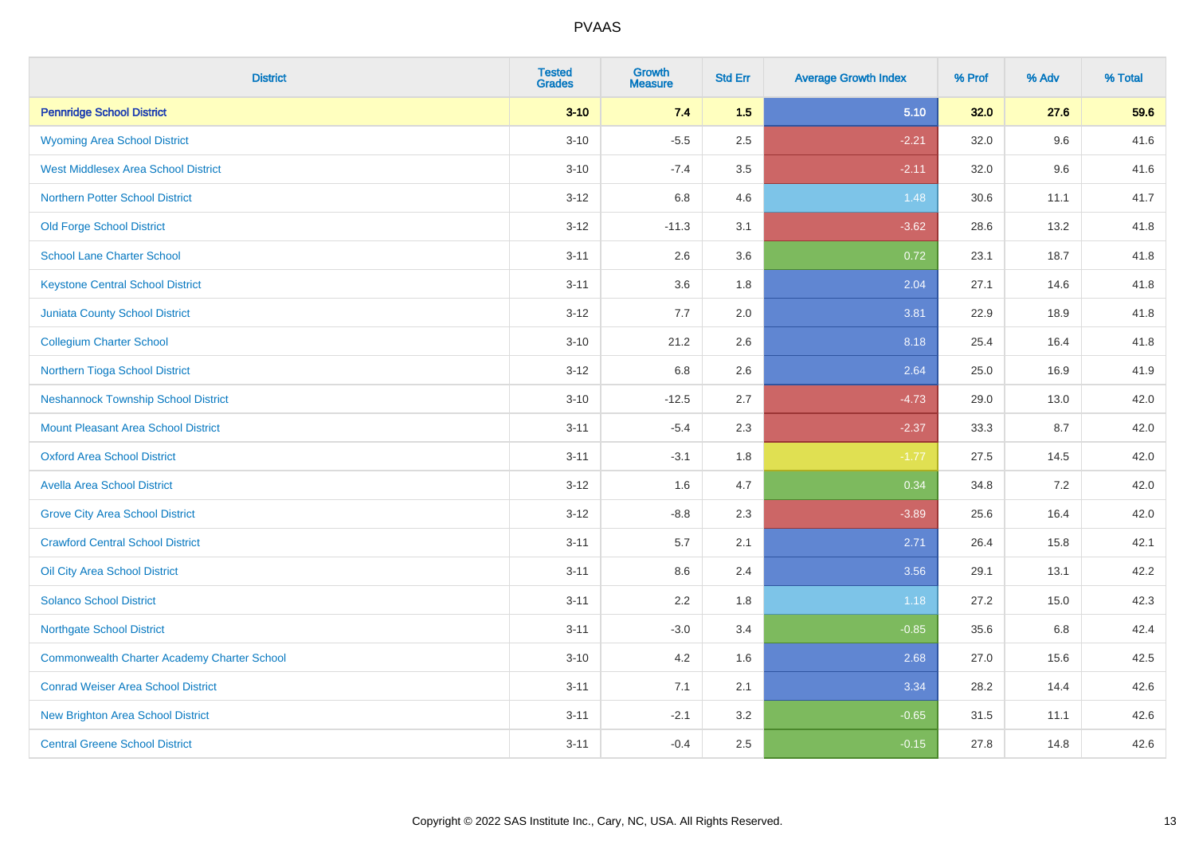# PVAAS

| District | Tested Grades | Growth Measure | Std Err | Average Growth Index | % Prof | % Adv | % Total |
|---|---|---|---|---|---|---|---|
| **Pennridge School District** | **3-10** | **7.4** | **1.5** | **5.10** | **32.0** | **27.6** | **59.6** |
| Wyoming Area School District | 3-10 | -5.5 | 2.5 | -2.21 | 32.0 | 9.6 | 41.6 |
| West Middlesex Area School District | 3-10 | -7.4 | 3.5 | -2.11 | 32.0 | 9.6 | 41.6 |
| Northern Potter School District | 3-12 | 6.8 | 4.6 | 1.48 | 30.6 | 11.1 | 41.7 |
| Old Forge School District | 3-12 | -11.3 | 3.1 | -3.62 | 28.6 | 13.2 | 41.8 |
| School Lane Charter School | 3-11 | 2.6 | 3.6 | 0.72 | 23.1 | 18.7 | 41.8 |
| Keystone Central School District | 3-11 | 3.6 | 1.8 | 2.04 | 27.1 | 14.6 | 41.8 |
| Juniata County School District | 3-12 | 7.7 | 2.0 | 3.81 | 22.9 | 18.9 | 41.8 |
| Collegium Charter School | 3-10 | 21.2 | 2.6 | 8.18 | 25.4 | 16.4 | 41.8 |
| Northern Tioga School District | 3-12 | 6.8 | 2.6 | 2.64 | 25.0 | 16.9 | 41.9 |
| Neshannock Township School District | 3-10 | -12.5 | 2.7 | -4.73 | 29.0 | 13.0 | 42.0 |
| Mount Pleasant Area School District | 3-11 | -5.4 | 2.3 | -2.37 | 33.3 | 8.7 | 42.0 |
| Oxford Area School District | 3-11 | -3.1 | 1.8 | -1.77 | 27.5 | 14.5 | 42.0 |
| Avella Area School District | 3-12 | 1.6 | 4.7 | 0.34 | 34.8 | 7.2 | 42.0 |
| Grove City Area School District | 3-12 | -8.8 | 2.3 | -3.89 | 25.6 | 16.4 | 42.0 |
| Crawford Central School District | 3-11 | 5.7 | 2.1 | 2.71 | 26.4 | 15.8 | 42.1 |
| Oil City Area School District | 3-11 | 8.6 | 2.4 | 3.56 | 29.1 | 13.1 | 42.2 |
| Solanco School District | 3-11 | 2.2 | 1.8 | 1.18 | 27.2 | 15.0 | 42.3 |
| Northgate School District | 3-11 | -3.0 | 3.4 | -0.85 | 35.6 | 6.8 | 42.4 |
| Commonwealth Charter Academy Charter School | 3-10 | 4.2 | 1.6 | 2.68 | 27.0 | 15.6 | 42.5 |
| Conrad Weiser Area School District | 3-11 | 7.1 | 2.1 | 3.34 | 28.2 | 14.4 | 42.6 |
| New Brighton Area School District | 3-11 | -2.1 | 3.2 | -0.65 | 31.5 | 11.1 | 42.6 |
| Central Greene School District | 3-11 | -0.4 | 2.5 | -0.15 | 27.8 | 14.8 | 42.6 |

Copyright © 2022 SAS Institute Inc., Cary, NC, USA. All Rights Reserved.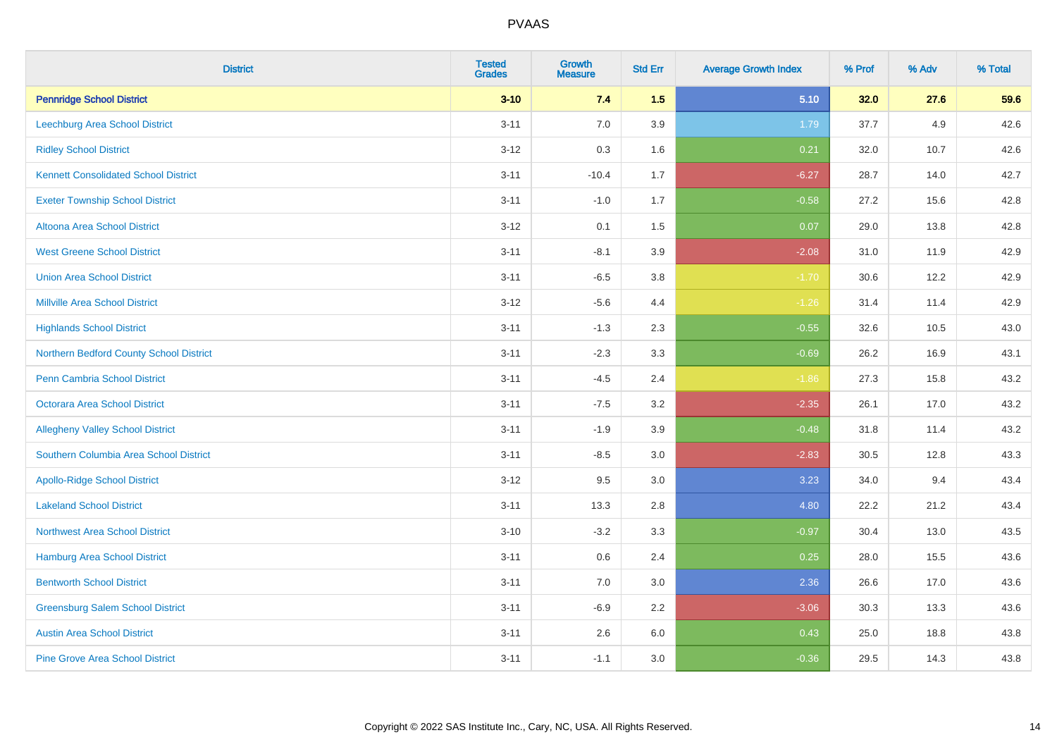| District | Tested Grades | Growth Measure | Std Err | Average Growth Index | % Prof | % Adv | % Total |
|---|---|---|---|---|---|---|---|
| **Pennridge School District** | **3-10** | **7.4** | **1.5** | **5.10** | **32.0** | **27.6** | **59.6** |
| Leechburg Area School District | 3-11 | 7.0 | 3.9 | 1.79 | 37.7 | 4.9 | 42.6 |
| Ridley School District | 3-12 | 0.3 | 1.6 | 0.21 | 32.0 | 10.7 | 42.6 |
| Kennett Consolidated School District | 3-11 | -10.4 | 1.7 | -6.27 | 28.7 | 14.0 | 42.7 |
| Exeter Township School District | 3-11 | -1.0 | 1.7 | -0.58 | 27.2 | 15.6 | 42.8 |
| Altoona Area School District | 3-12 | 0.1 | 1.5 | 0.07 | 29.0 | 13.8 | 42.8 |
| West Greene School District | 3-11 | -8.1 | 3.9 | -2.08 | 31.0 | 11.9 | 42.9 |
| Union Area School District | 3-11 | -6.5 | 3.8 | -1.70 | 30.6 | 12.2 | 42.9 |
| Millville Area School District | 3-12 | -5.6 | 4.4 | -1.26 | 31.4 | 11.4 | 42.9 |
| Highlands School District | 3-11 | -1.3 | 2.3 | -0.55 | 32.6 | 10.5 | 43.0 |
| Northern Bedford County School District | 3-11 | -2.3 | 3.3 | -0.69 | 26.2 | 16.9 | 43.1 |
| Penn Cambria School District | 3-11 | -4.5 | 2.4 | -1.86 | 27.3 | 15.8 | 43.2 |
| Octorara Area School District | 3-11 | -7.5 | 3.2 | -2.35 | 26.1 | 17.0 | 43.2 |
| Allegheny Valley School District | 3-11 | -1.9 | 3.9 | -0.48 | 31.8 | 11.4 | 43.2 |
| Southern Columbia Area School District | 3-11 | -8.5 | 3.0 | -2.83 | 30.5 | 12.8 | 43.3 |
| Apollo-Ridge School District | 3-12 | 9.5 | 3.0 | 3.23 | 34.0 | 9.4 | 43.4 |
| Lakeland School District | 3-11 | 13.3 | 2.8 | 4.80 | 22.2 | 21.2 | 43.4 |
| Northwest Area School District | 3-10 | -3.2 | 3.3 | -0.97 | 30.4 | 13.0 | 43.5 |
| Hamburg Area School District | 3-11 | 0.6 | 2.4 | 0.25 | 28.0 | 15.5 | 43.6 |
| Bentworth School District | 3-11 | 7.0 | 3.0 | 2.36 | 26.6 | 17.0 | 43.6 |
| Greensburg Salem School District | 3-11 | -6.9 | 2.2 | -3.06 | 30.3 | 13.3 | 43.6 |
| Austin Area School District | 3-11 | 2.6 | 6.0 | 0.43 | 25.0 | 18.8 | 43.8 |
| Pine Grove Area School District | 3-11 | -1.1 | 3.0 | -0.36 | 29.5 | 14.3 | 43.8 |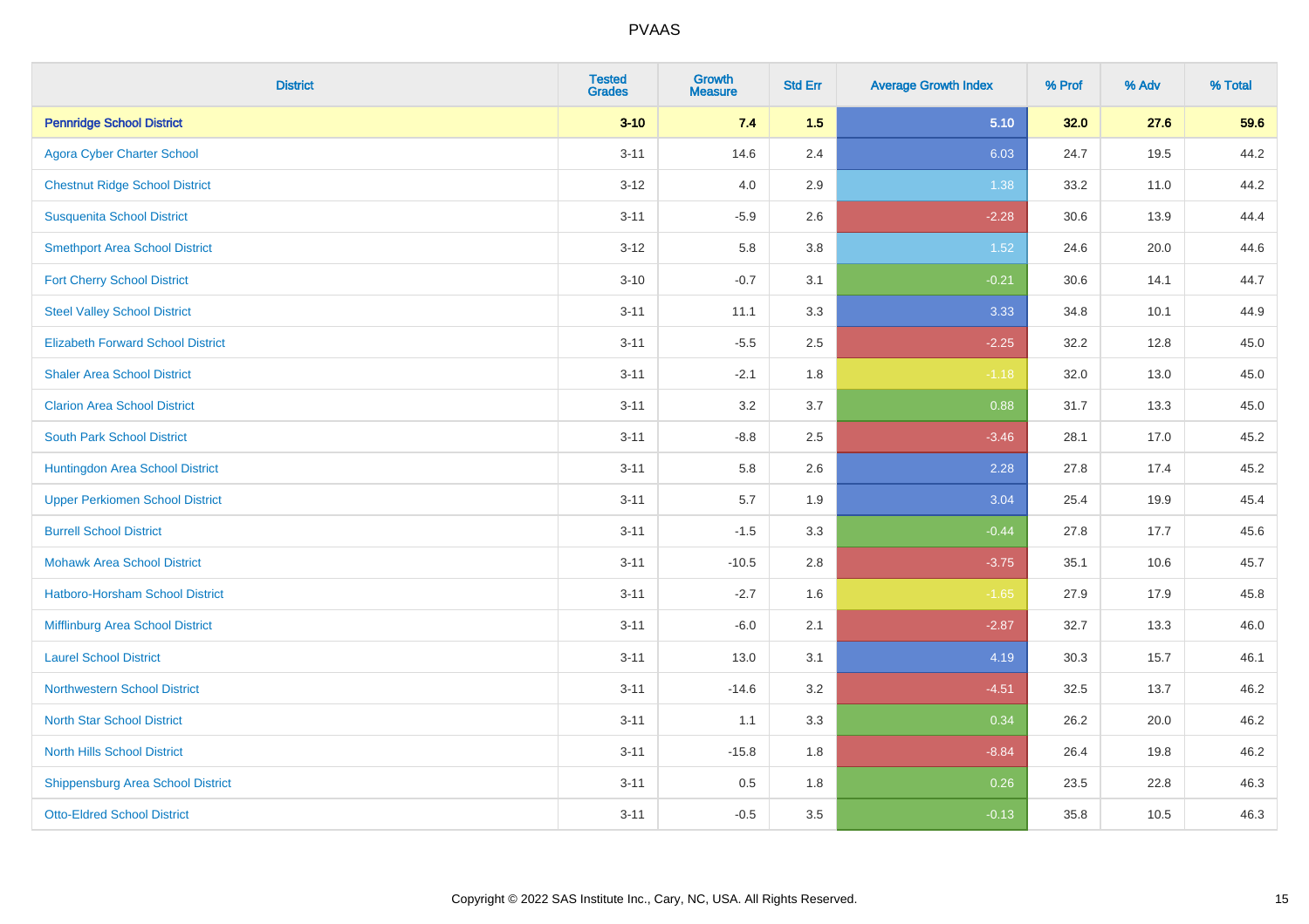# PVAAS

| District | Tested Grades | Growth Measure | Std Err | Average Growth Index | % Prof | % Adv | % Total |
|---|---|---|---|---|---|---|---|
| **Pennridge School District** | **3-10** | **7.4** | **1.5** | **5.10** | **32.0** | **27.6** | **59.6** |
| Agora Cyber Charter School | 3-11 | 14.6 | 2.4 | 6.03 | 24.7 | 19.5 | 44.2 |
| Chestnut Ridge School District | 3-12 | 4.0 | 2.9 | 1.38 | 33.2 | 11.0 | 44.2 |
| Susquenita School District | 3-11 | -5.9 | 2.6 | -2.28 | 30.6 | 13.9 | 44.4 |
| Smethport Area School District | 3-12 | 5.8 | 3.8 | 1.52 | 24.6 | 20.0 | 44.6 |
| Fort Cherry School District | 3-10 | -0.7 | 3.1 | -0.21 | 30.6 | 14.1 | 44.7 |
| Steel Valley School District | 3-11 | 11.1 | 3.3 | 3.33 | 34.8 | 10.1 | 44.9 |
| Elizabeth Forward School District | 3-11 | -5.5 | 2.5 | -2.25 | 32.2 | 12.8 | 45.0 |
| Shaler Area School District | 3-11 | -2.1 | 1.8 | -1.18 | 32.0 | 13.0 | 45.0 |
| Clarion Area School District | 3-11 | 3.2 | 3.7 | 0.88 | 31.7 | 13.3 | 45.0 |
| South Park School District | 3-11 | -8.8 | 2.5 | -3.46 | 28.1 | 17.0 | 45.2 |
| Huntingdon Area School District | 3-11 | 5.8 | 2.6 | 2.28 | 27.8 | 17.4 | 45.2 |
| Upper Perkiomen School District | 3-11 | 5.7 | 1.9 | 3.04 | 25.4 | 19.9 | 45.4 |
| Burrell School District | 3-11 | -1.5 | 3.3 | -0.44 | 27.8 | 17.7 | 45.6 |
| Mohawk Area School District | 3-11 | -10.5 | 2.8 | -3.75 | 35.1 | 10.6 | 45.7 |
| Hatboro-Horsham School District | 3-11 | -2.7 | 1.6 | -1.65 | 27.9 | 17.9 | 45.8 |
| Mifflinburg Area School District | 3-11 | -6.0 | 2.1 | -2.87 | 32.7 | 13.3 | 46.0 |
| Laurel School District | 3-11 | 13.0 | 3.1 | 4.19 | 30.3 | 15.7 | 46.1 |
| Northwestern School District | 3-11 | -14.6 | 3.2 | -4.51 | 32.5 | 13.7 | 46.2 |
| North Star School District | 3-11 | 1.1 | 3.3 | 0.34 | 26.2 | 20.0 | 46.2 |
| North Hills School District | 3-11 | -15.8 | 1.8 | -8.84 | 26.4 | 19.8 | 46.2 |
| Shippensburg Area School District | 3-11 | 0.5 | 1.8 | 0.26 | 23.5 | 22.8 | 46.3 |
| Otto-Eldred School District | 3-11 | -0.5 | 3.5 | -0.13 | 35.8 | 10.5 | 46.3 |

Copyright © 2022 SAS Institute Inc., Cary, NC, USA. All Rights Reserved.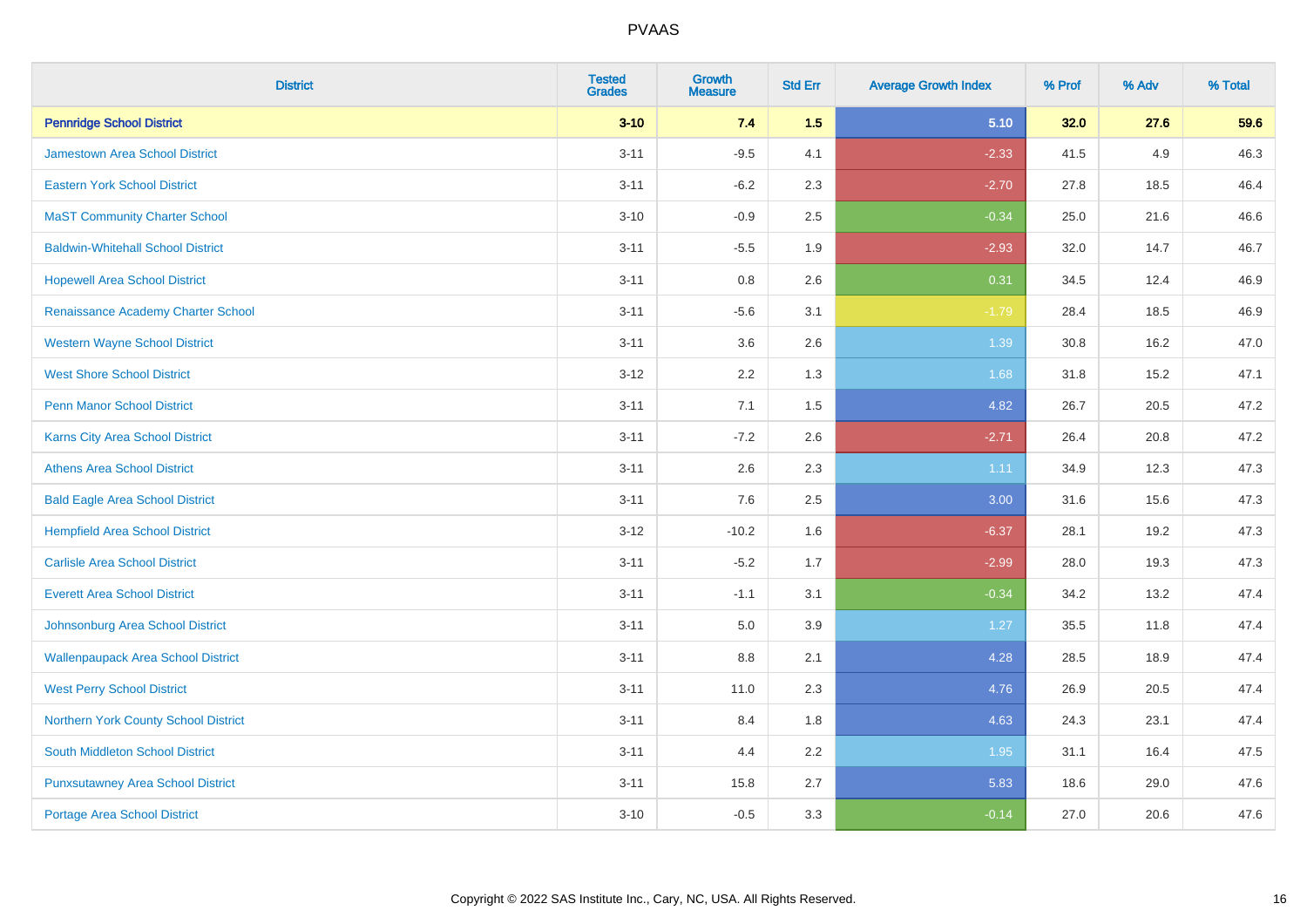# PVAAS

| District | Tested Grades | Growth Measure | Std Err | Average Growth Index | % Prof | % Adv | % Total |
|---|---|---|---|---|---|---|---|
| **Pennridge School District** | **3-10** | **7.4** | **1.5** | **5.10** | **32.0** | **27.6** | **59.6** |
| Jamestown Area School District | 3-11 | -9.5 | 4.1 | -2.33 | 41.5 | 4.9 | 46.3 |
| Eastern York School District | 3-11 | -6.2 | 2.3 | -2.70 | 27.8 | 18.5 | 46.4 |
| MaST Community Charter School | 3-10 | -0.9 | 2.5 | -0.34 | 25.0 | 21.6 | 46.6 |
| Baldwin-Whitehall School District | 3-11 | -5.5 | 1.9 | -2.93 | 32.0 | 14.7 | 46.7 |
| Hopewell Area School District | 3-11 | 0.8 | 2.6 | 0.31 | 34.5 | 12.4 | 46.9 |
| Renaissance Academy Charter School | 3-11 | -5.6 | 3.1 | -1.79 | 28.4 | 18.5 | 46.9 |
| Western Wayne School District | 3-11 | 3.6 | 2.6 | 1.39 | 30.8 | 16.2 | 47.0 |
| West Shore School District | 3-12 | 2.2 | 1.3 | 1.68 | 31.8 | 15.2 | 47.1 |
| Penn Manor School District | 3-11 | 7.1 | 1.5 | 4.82 | 26.7 | 20.5 | 47.2 |
| Karns City Area School District | 3-11 | -7.2 | 2.6 | -2.71 | 26.4 | 20.8 | 47.2 |
| Athens Area School District | 3-11 | 2.6 | 2.3 | 1.11 | 34.9 | 12.3 | 47.3 |
| Bald Eagle Area School District | 3-11 | 7.6 | 2.5 | 3.00 | 31.6 | 15.6 | 47.3 |
| Hempfield Area School District | 3-12 | -10.2 | 1.6 | -6.37 | 28.1 | 19.2 | 47.3 |
| Carlisle Area School District | 3-11 | -5.2 | 1.7 | -2.99 | 28.0 | 19.3 | 47.3 |
| Everett Area School District | 3-11 | -1.1 | 3.1 | -0.34 | 34.2 | 13.2 | 47.4 |
| Johnsonburg Area School District | 3-11 | 5.0 | 3.9 | 1.27 | 35.5 | 11.8 | 47.4 |
| Wallenpaupack Area School District | 3-11 | 8.8 | 2.1 | 4.28 | 28.5 | 18.9 | 47.4 |
| West Perry School District | 3-11 | 11.0 | 2.3 | 4.76 | 26.9 | 20.5 | 47.4 |
| Northern York County School District | 3-11 | 8.4 | 1.8 | 4.63 | 24.3 | 23.1 | 47.4 |
| South Middleton School District | 3-11 | 4.4 | 2.2 | 1.95 | 31.1 | 16.4 | 47.5 |
| Punxsutawney Area School District | 3-11 | 15.8 | 2.7 | 5.83 | 18.6 | 29.0 | 47.6 |
| Portage Area School District | 3-10 | -0.5 | 3.3 | -0.14 | 27.0 | 20.6 | 47.6 |

Copyright © 2022 SAS Institute Inc., Cary, NC, USA. All Rights Reserved.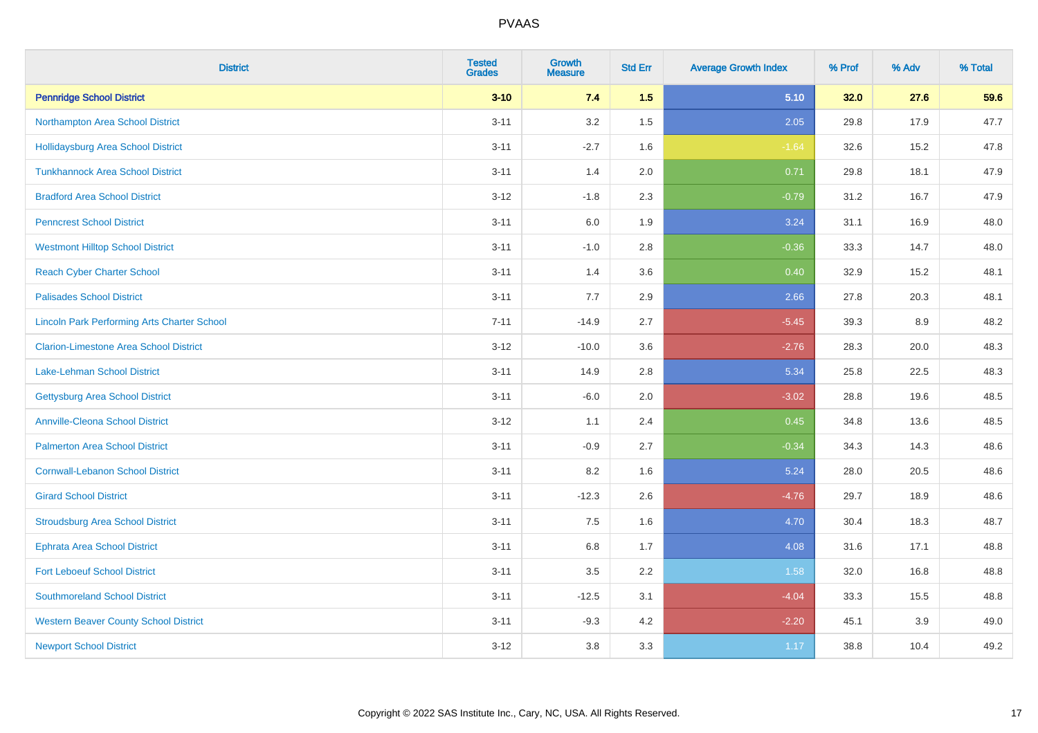# PVAAS

| District | Tested Grades | Growth Measure | Std Err | Average Growth Index | % Prof | % Adv | % Total |
|---|---|---|---|---|---|---|---|
| **Pennridge School District** | **3-10** | **7.4** | **1.5** | **5.10** | **32.0** | **27.6** | **59.6** |
| Northampton Area School District | 3-11 | 3.2 | 1.5 | 2.05 | 29.8 | 17.9 | 47.7 |
| Hollidaysburg Area School District | 3-11 | -2.7 | 1.6 | -1.64 | 32.6 | 15.2 | 47.8 |
| Tunkhannock Area School District | 3-11 | 1.4 | 2.0 | 0.71 | 29.8 | 18.1 | 47.9 |
| Bradford Area School District | 3-12 | -1.8 | 2.3 | -0.79 | 31.2 | 16.7 | 47.9 |
| Penncrest School District | 3-11 | 6.0 | 1.9 | 3.24 | 31.1 | 16.9 | 48.0 |
| Westmont Hilltop School District | 3-11 | -1.0 | 2.8 | -0.36 | 33.3 | 14.7 | 48.0 |
| Reach Cyber Charter School | 3-11 | 1.4 | 3.6 | 0.40 | 32.9 | 15.2 | 48.1 |
| Palisades School District | 3-11 | 7.7 | 2.9 | 2.66 | 27.8 | 20.3 | 48.1 |
| Lincoln Park Performing Arts Charter School | 7-11 | -14.9 | 2.7 | -5.45 | 39.3 | 8.9 | 48.2 |
| Clarion-Limestone Area School District | 3-12 | -10.0 | 3.6 | -2.76 | 28.3 | 20.0 | 48.3 |
| Lake-Lehman School District | 3-11 | 14.9 | 2.8 | 5.34 | 25.8 | 22.5 | 48.3 |
| Gettysburg Area School District | 3-11 | -6.0 | 2.0 | -3.02 | 28.8 | 19.6 | 48.5 |
| Annville-Cleona School District | 3-12 | 1.1 | 2.4 | 0.45 | 34.8 | 13.6 | 48.5 |
| Palmerton Area School District | 3-11 | -0.9 | 2.7 | -0.34 | 34.3 | 14.3 | 48.6 |
| Cornwall-Lebanon School District | 3-11 | 8.2 | 1.6 | 5.24 | 28.0 | 20.5 | 48.6 |
| Girard School District | 3-11 | -12.3 | 2.6 | -4.76 | 29.7 | 18.9 | 48.6 |
| Stroudsburg Area School District | 3-11 | 7.5 | 1.6 | 4.70 | 30.4 | 18.3 | 48.7 |
| Ephrata Area School District | 3-11 | 6.8 | 1.7 | 4.08 | 31.6 | 17.1 | 48.8 |
| Fort Leboeuf School District | 3-11 | 3.5 | 2.2 | 1.58 | 32.0 | 16.8 | 48.8 |
| Southmoreland School District | 3-11 | -12.5 | 3.1 | -4.04 | 33.3 | 15.5 | 48.8 |
| Western Beaver County School District | 3-11 | -9.3 | 4.2 | -2.20 | 45.1 | 3.9 | 49.0 |
| Newport School District | 3-12 | 3.8 | 3.3 | 1.17 | 38.8 | 10.4 | 49.2 |

Copyright © 2022 SAS Institute Inc., Cary, NC, USA. All Rights Reserved.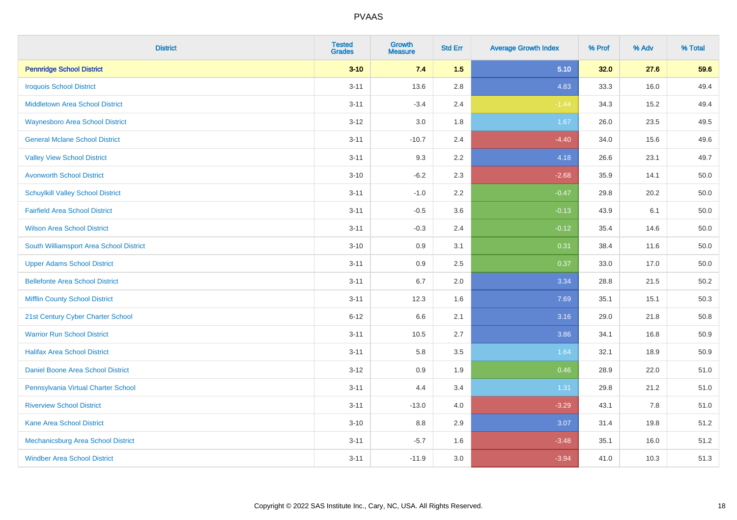# PVAAS

| District | Tested Grades | Growth Measure | Std Err | Average Growth Index | % Prof | % Adv | % Total |
|---|---|---|---|---|---|---|---|
| **Pennridge School District** | **3-10** | **7.4** | **1.5** | **5.10** | **32.0** | **27.6** | **59.6** |
| Iroquois School District | 3-11 | 13.6 | 2.8 | 4.83 | 33.3 | 16.0 | 49.4 |
| Middletown Area School District | 3-11 | -3.4 | 2.4 | -1.44 | 34.3 | 15.2 | 49.4 |
| Waynesboro Area School District | 3-12 | 3.0 | 1.8 | 1.67 | 26.0 | 23.5 | 49.5 |
| General Mclane School District | 3-11 | -10.7 | 2.4 | -4.40 | 34.0 | 15.6 | 49.6 |
| Valley View School District | 3-11 | 9.3 | 2.2 | 4.18 | 26.6 | 23.1 | 49.7 |
| Avonworth School District | 3-10 | -6.2 | 2.3 | -2.68 | 35.9 | 14.1 | 50.0 |
| Schuylkill Valley School District | 3-11 | -1.0 | 2.2 | -0.47 | 29.8 | 20.2 | 50.0 |
| Fairfield Area School District | 3-11 | -0.5 | 3.6 | -0.13 | 43.9 | 6.1 | 50.0 |
| Wilson Area School District | 3-11 | -0.3 | 2.4 | -0.12 | 35.4 | 14.6 | 50.0 |
| South Williamsport Area School District | 3-10 | 0.9 | 3.1 | 0.31 | 38.4 | 11.6 | 50.0 |
| Upper Adams School District | 3-11 | 0.9 | 2.5 | 0.37 | 33.0 | 17.0 | 50.0 |
| Bellefonte Area School District | 3-11 | 6.7 | 2.0 | 3.34 | 28.8 | 21.5 | 50.2 |
| Mifflin County School District | 3-11 | 12.3 | 1.6 | 7.69 | 35.1 | 15.1 | 50.3 |
| 21st Century Cyber Charter School | 6-12 | 6.6 | 2.1 | 3.16 | 29.0 | 21.8 | 50.8 |
| Warrior Run School District | 3-11 | 10.5 | 2.7 | 3.86 | 34.1 | 16.8 | 50.9 |
| Halifax Area School District | 3-11 | 5.8 | 3.5 | 1.64 | 32.1 | 18.9 | 50.9 |
| Daniel Boone Area School District | 3-12 | 0.9 | 1.9 | 0.46 | 28.9 | 22.0 | 51.0 |
| Pennsylvania Virtual Charter School | 3-11 | 4.4 | 3.4 | 1.31 | 29.8 | 21.2 | 51.0 |
| Riverview School District | 3-11 | -13.0 | 4.0 | -3.29 | 43.1 | 7.8 | 51.0 |
| Kane Area School District | 3-10 | 8.8 | 2.9 | 3.07 | 31.4 | 19.8 | 51.2 |
| Mechanicsburg Area School District | 3-11 | -5.7 | 1.6 | -3.48 | 35.1 | 16.0 | 51.2 |
| Windber Area School District | 3-11 | -11.9 | 3.0 | -3.94 | 41.0 | 10.3 | 51.3 |

Copyright © 2022 SAS Institute Inc., Cary, NC, USA. All Rights Reserved.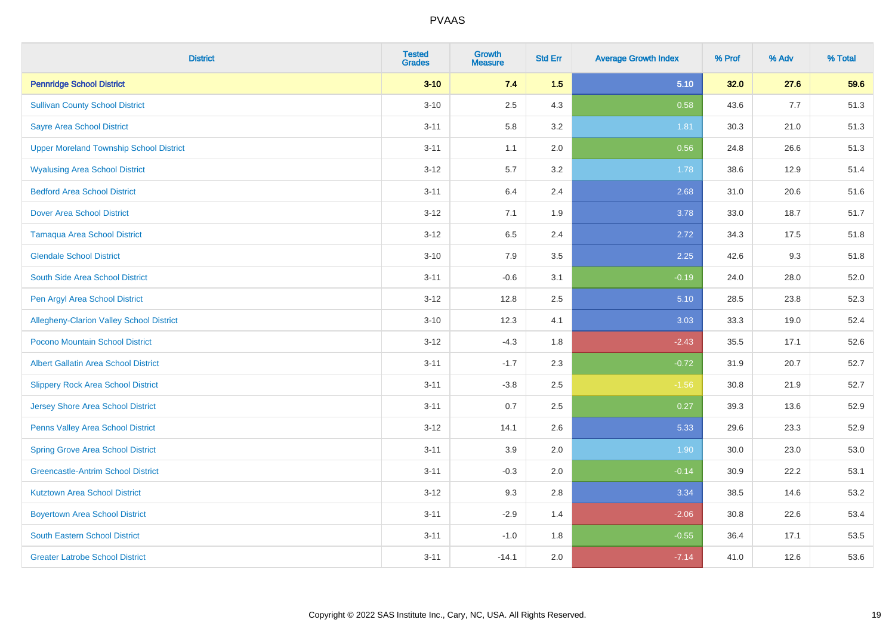| District | Tested Grades | Growth Measure | Std Err | Average Growth Index | % Prof | % Adv | % Total |
|---|---|---|---|---|---|---|---|
| **Pennridge School District** | **3-10** | **7.4** | **1.5** | **5.10** | **32.0** | **27.6** | **59.6** |
| Sullivan County School District | 3-10 | 2.5 | 4.3 | 0.58 | 43.6 | 7.7 | 51.3 |
| Sayre Area School District | 3-11 | 5.8 | 3.2 | 1.81 | 30.3 | 21.0 | 51.3 |
| Upper Moreland Township School District | 3-11 | 1.1 | 2.0 | 0.56 | 24.8 | 26.6 | 51.3 |
| Wyalusing Area School District | 3-12 | 5.7 | 3.2 | 1.78 | 38.6 | 12.9 | 51.4 |
| Bedford Area School District | 3-11 | 6.4 | 2.4 | 2.68 | 31.0 | 20.6 | 51.6 |
| Dover Area School District | 3-12 | 7.1 | 1.9 | 3.78 | 33.0 | 18.7 | 51.7 |
| Tamaqua Area School District | 3-12 | 6.5 | 2.4 | 2.72 | 34.3 | 17.5 | 51.8 |
| Glendale School District | 3-10 | 7.9 | 3.5 | 2.25 | 42.6 | 9.3 | 51.8 |
| South Side Area School District | 3-11 | -0.6 | 3.1 | -0.19 | 24.0 | 28.0 | 52.0 |
| Pen Argyl Area School District | 3-12 | 12.8 | 2.5 | 5.10 | 28.5 | 23.8 | 52.3 |
| Allegheny-Clarion Valley School District | 3-10 | 12.3 | 4.1 | 3.03 | 33.3 | 19.0 | 52.4 |
| Pocono Mountain School District | 3-12 | -4.3 | 1.8 | -2.43 | 35.5 | 17.1 | 52.6 |
| Albert Gallatin Area School District | 3-11 | -1.7 | 2.3 | -0.72 | 31.9 | 20.7 | 52.7 |
| Slippery Rock Area School District | 3-11 | -3.8 | 2.5 | -1.56 | 30.8 | 21.9 | 52.7 |
| Jersey Shore Area School District | 3-11 | 0.7 | 2.5 | 0.27 | 39.3 | 13.6 | 52.9 |
| Penns Valley Area School District | 3-12 | 14.1 | 2.6 | 5.33 | 29.6 | 23.3 | 52.9 |
| Spring Grove Area School District | 3-11 | 3.9 | 2.0 | 1.90 | 30.0 | 23.0 | 53.0 |
| Greencastle-Antrim School District | 3-11 | -0.3 | 2.0 | -0.14 | 30.9 | 22.2 | 53.1 |
| Kutztown Area School District | 3-12 | 9.3 | 2.8 | 3.34 | 38.5 | 14.6 | 53.2 |
| Boyertown Area School District | 3-11 | -2.9 | 1.4 | -2.06 | 30.8 | 22.6 | 53.4 |
| South Eastern School District | 3-11 | -1.0 | 1.8 | -0.55 | 36.4 | 17.1 | 53.5 |
| Greater Latrobe School District | 3-11 | -14.1 | 2.0 | -7.14 | 41.0 | 12.6 | 53.6 |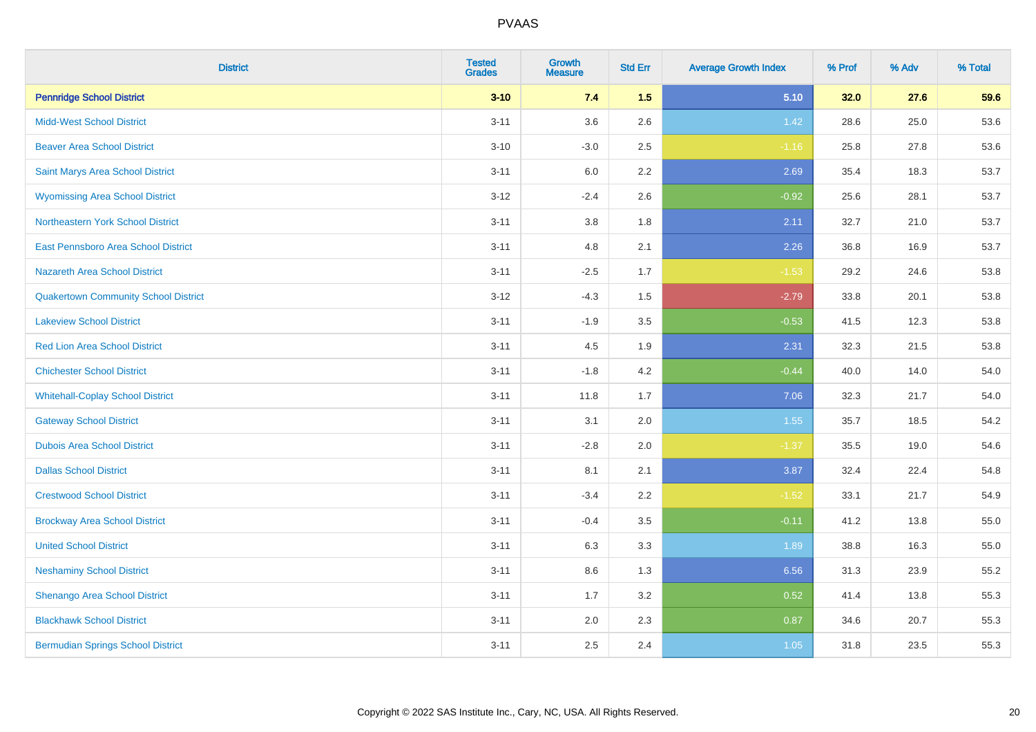# PVAAS

| District | Tested Grades | Growth Measure | Std Err | Average Growth Index | % Prof | % Adv | % Total |
|---|---|---|---|---|---|---|---|
| **Pennridge School District** | **3-10** | **7.4** | **1.5** | **5.10** | **32.0** | **27.6** | **59.6** |
| Midd-West School District | 3-11 | 3.6 | 2.6 | 1.42 | 28.6 | 25.0 | 53.6 |
| Beaver Area School District | 3-10 | -3.0 | 2.5 | -1.16 | 25.8 | 27.8 | 53.6 |
| Saint Marys Area School District | 3-11 | 6.0 | 2.2 | 2.69 | 35.4 | 18.3 | 53.7 |
| Wyomissing Area School District | 3-12 | -2.4 | 2.6 | -0.92 | 25.6 | 28.1 | 53.7 |
| Northeastern York School District | 3-11 | 3.8 | 1.8 | 2.11 | 32.7 | 21.0 | 53.7 |
| East Pennsboro Area School District | 3-11 | 4.8 | 2.1 | 2.26 | 36.8 | 16.9 | 53.7 |
| Nazareth Area School District | 3-11 | -2.5 | 1.7 | -1.53 | 29.2 | 24.6 | 53.8 |
| Quakertown Community School District | 3-12 | -4.3 | 1.5 | -2.79 | 33.8 | 20.1 | 53.8 |
| Lakeview School District | 3-11 | -1.9 | 3.5 | -0.53 | 41.5 | 12.3 | 53.8 |
| Red Lion Area School District | 3-11 | 4.5 | 1.9 | 2.31 | 32.3 | 21.5 | 53.8 |
| Chichester School District | 3-11 | -1.8 | 4.2 | -0.44 | 40.0 | 14.0 | 54.0 |
| Whitehall-Coplay School District | 3-11 | 11.8 | 1.7 | 7.06 | 32.3 | 21.7 | 54.0 |
| Gateway School District | 3-11 | 3.1 | 2.0 | 1.55 | 35.7 | 18.5 | 54.2 |
| Dubois Area School District | 3-11 | -2.8 | 2.0 | -1.37 | 35.5 | 19.0 | 54.6 |
| Dallas School District | 3-11 | 8.1 | 2.1 | 3.87 | 32.4 | 22.4 | 54.8 |
| Crestwood School District | 3-11 | -3.4 | 2.2 | -1.52 | 33.1 | 21.7 | 54.9 |
| Brockway Area School District | 3-11 | -0.4 | 3.5 | -0.11 | 41.2 | 13.8 | 55.0 |
| United School District | 3-11 | 6.3 | 3.3 | 1.89 | 38.8 | 16.3 | 55.0 |
| Neshaminy School District | 3-11 | 8.6 | 1.3 | 6.56 | 31.3 | 23.9 | 55.2 |
| Shenango Area School District | 3-11 | 1.7 | 3.2 | 0.52 | 41.4 | 13.8 | 55.3 |
| Blackhawk School District | 3-11 | 2.0 | 2.3 | 0.87 | 34.6 | 20.7 | 55.3 |
| Bermudian Springs School District | 3-11 | 2.5 | 2.4 | 1.05 | 31.8 | 23.5 | 55.3 |

Copyright © 2022 SAS Institute Inc., Cary, NC, USA. All Rights Reserved.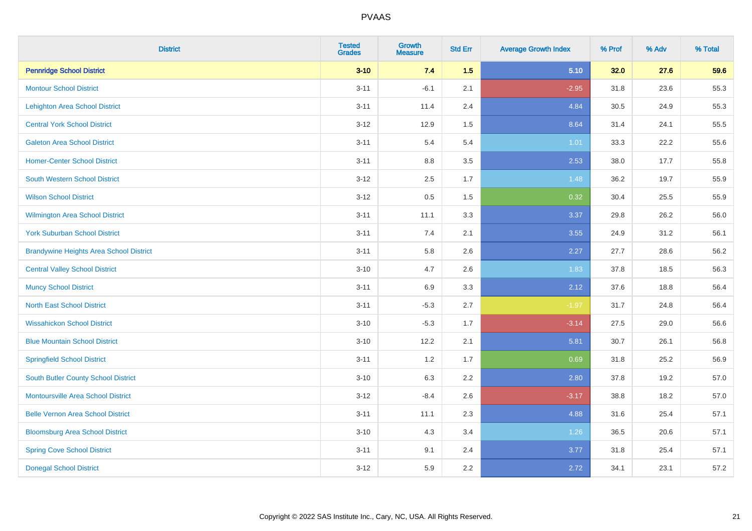| District | Tested Grades | Growth Measure | Std Err | Average Growth Index | % Prof | % Adv | % Total |
|---|---|---|---|---|---|---|---|
| **Pennridge School District** | **3-10** | **7.4** | **1.5** | **5.10** | **32.0** | **27.6** | **59.6** |
| Montour School District | 3-11 | -6.1 | 2.1 | -2.95 | 31.8 | 23.6 | 55.3 |
| Lehighton Area School District | 3-11 | 11.4 | 2.4 | 4.84 | 30.5 | 24.9 | 55.3 |
| Central York School District | 3-12 | 12.9 | 1.5 | 8.64 | 31.4 | 24.1 | 55.5 |
| Galeton Area School District | 3-11 | 5.4 | 5.4 | 1.01 | 33.3 | 22.2 | 55.6 |
| Homer-Center School District | 3-11 | 8.8 | 3.5 | 2.53 | 38.0 | 17.7 | 55.8 |
| South Western School District | 3-12 | 2.5 | 1.7 | 1.48 | 36.2 | 19.7 | 55.9 |
| Wilson School District | 3-12 | 0.5 | 1.5 | 0.32 | 30.4 | 25.5 | 55.9 |
| Wilmington Area School District | 3-11 | 11.1 | 3.3 | 3.37 | 29.8 | 26.2 | 56.0 |
| York Suburban School District | 3-11 | 7.4 | 2.1 | 3.55 | 24.9 | 31.2 | 56.1 |
| Brandywine Heights Area School District | 3-11 | 5.8 | 2.6 | 2.27 | 27.7 | 28.6 | 56.2 |
| Central Valley School District | 3-10 | 4.7 | 2.6 | 1.83 | 37.8 | 18.5 | 56.3 |
| Muncy School District | 3-11 | 6.9 | 3.3 | 2.12 | 37.6 | 18.8 | 56.4 |
| North East School District | 3-11 | -5.3 | 2.7 | -1.97 | 31.7 | 24.8 | 56.4 |
| Wissahickon School District | 3-10 | -5.3 | 1.7 | -3.14 | 27.5 | 29.0 | 56.6 |
| Blue Mountain School District | 3-10 | 12.2 | 2.1 | 5.81 | 30.7 | 26.1 | 56.8 |
| Springfield School District | 3-11 | 1.2 | 1.7 | 0.69 | 31.8 | 25.2 | 56.9 |
| South Butler County School District | 3-10 | 6.3 | 2.2 | 2.80 | 37.8 | 19.2 | 57.0 |
| Montoursville Area School District | 3-12 | -8.4 | 2.6 | -3.17 | 38.8 | 18.2 | 57.0 |
| Belle Vernon Area School District | 3-11 | 11.1 | 2.3 | 4.88 | 31.6 | 25.4 | 57.1 |
| Bloomsburg Area School District | 3-10 | 4.3 | 3.4 | 1.26 | 36.5 | 20.6 | 57.1 |
| Spring Cove School District | 3-11 | 9.1 | 2.4 | 3.77 | 31.8 | 25.4 | 57.1 |
| Donegal School District | 3-12 | 5.9 | 2.2 | 2.72 | 34.1 | 23.1 | 57.2 |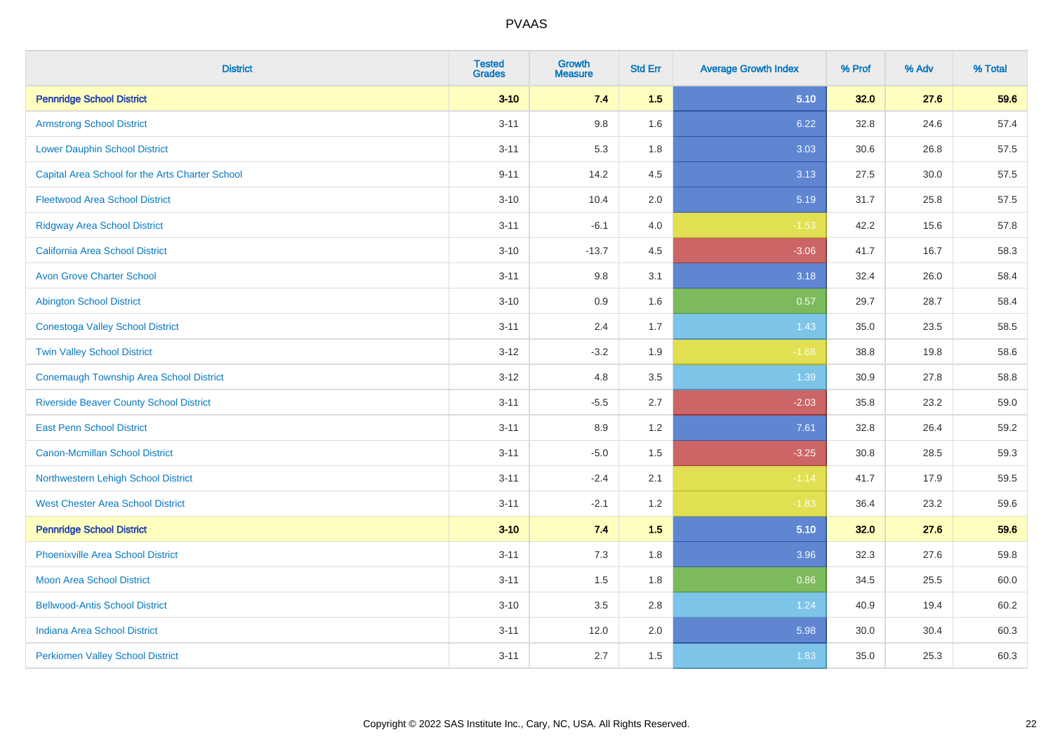# PVAAS

| District | Tested Grades | Growth Measure | Std Err | Average Growth Index | % Prof | % Adv | % Total |
|---|---|---|---|---|---|---|---|
| **Pennridge School District** | **3-10** | **7.4** | **1.5** | **5.10** | **32.0** | **27.6** | **59.6** |
| Armstrong School District | 3-11 | 9.8 | 1.6 | 6.22 | 32.8 | 24.6 | 57.4 |
| Lower Dauphin School District | 3-11 | 5.3 | 1.8 | 3.03 | 30.6 | 26.8 | 57.5 |
| Capital Area School for the Arts Charter School | 9-11 | 14.2 | 4.5 | 3.13 | 27.5 | 30.0 | 57.5 |
| Fleetwood Area School District | 3-10 | 10.4 | 2.0 | 5.19 | 31.7 | 25.8 | 57.5 |
| Ridgway Area School District | 3-11 | -6.1 | 4.0 | -1.53 | 42.2 | 15.6 | 57.8 |
| California Area School District | 3-10 | -13.7 | 4.5 | -3.06 | 41.7 | 16.7 | 58.3 |
| Avon Grove Charter School | 3-11 | 9.8 | 3.1 | 3.18 | 32.4 | 26.0 | 58.4 |
| Abington School District | 3-10 | 0.9 | 1.6 | 0.57 | 29.7 | 28.7 | 58.4 |
| Conestoga Valley School District | 3-11 | 2.4 | 1.7 | 1.43 | 35.0 | 23.5 | 58.5 |
| Twin Valley School District | 3-12 | -3.2 | 1.9 | -1.68 | 38.8 | 19.8 | 58.6 |
| Conemaugh Township Area School District | 3-12 | 4.8 | 3.5 | 1.39 | 30.9 | 27.8 | 58.8 |
| Riverside Beaver County School District | 3-11 | -5.5 | 2.7 | -2.03 | 35.8 | 23.2 | 59.0 |
| East Penn School District | 3-11 | 8.9 | 1.2 | 7.61 | 32.8 | 26.4 | 59.2 |
| Canon-Mcmillan School District | 3-11 | -5.0 | 1.5 | -3.25 | 30.8 | 28.5 | 59.3 |
| Northwestern Lehigh School District | 3-11 | -2.4 | 2.1 | -1.14 | 41.7 | 17.9 | 59.5 |
| West Chester Area School District | 3-11 | -2.1 | 1.2 | -1.83 | 36.4 | 23.2 | 59.6 |
| **Pennridge School District** | **3-10** | **7.4** | **1.5** | **5.10** | **32.0** | **27.6** | **59.6** |
| Phoenixville Area School District | 3-11 | 7.3 | 1.8 | 3.96 | 32.3 | 27.6 | 59.8 |
| Moon Area School District | 3-11 | 1.5 | 1.8 | 0.86 | 34.5 | 25.5 | 60.0 |
| Bellwood-Antis School District | 3-10 | 3.5 | 2.8 | 1.24 | 40.9 | 19.4 | 60.2 |
| Indiana Area School District | 3-11 | 12.0 | 2.0 | 5.98 | 30.0 | 30.4 | 60.3 |
| Perkiomen Valley School District | 3-11 | 2.7 | 1.5 | 1.83 | 35.0 | 25.3 | 60.3 |

Copyright © 2022 SAS Institute Inc., Cary, NC, USA. All Rights Reserved.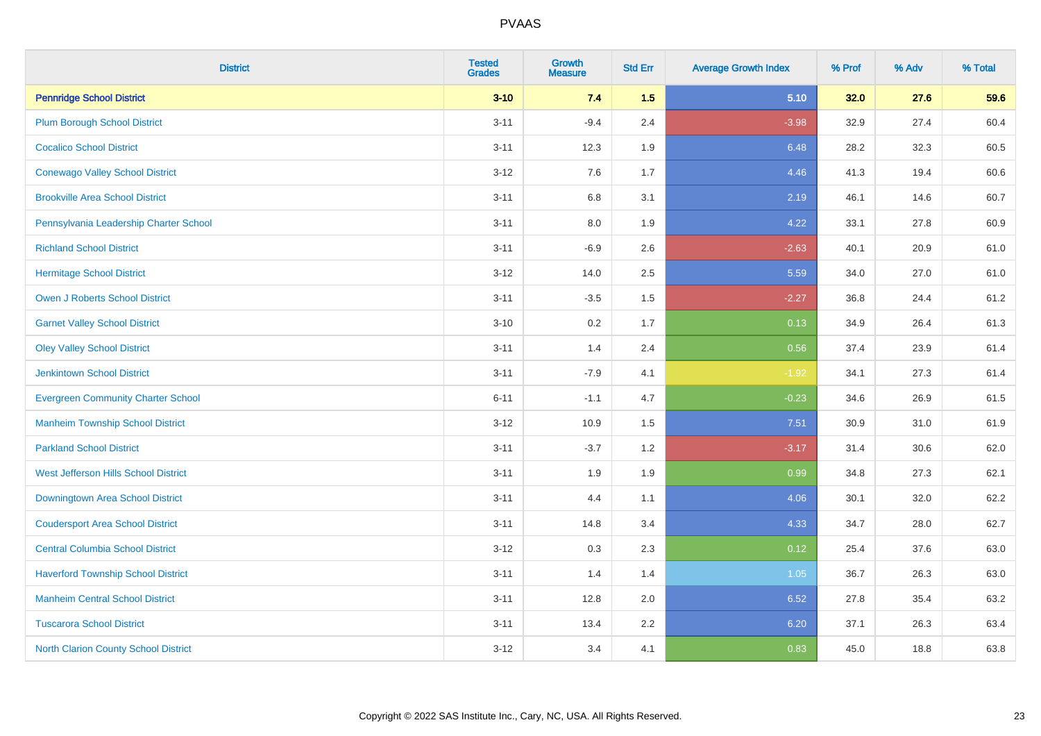# PVAAS

| District | Tested Grades | Growth Measure | Std Err | Average Growth Index | % Prof | % Adv | % Total |
|---|---|---|---|---|---|---|---|
| **Pennridge School District** | **3-10** | **7.4** | **1.5** | **5.10** | **32.0** | **27.6** | **59.6** |
| Plum Borough School District | 3-11 | -9.4 | 2.4 | -3.98 | 32.9 | 27.4 | 60.4 |
| Cocalico School District | 3-11 | 12.3 | 1.9 | 6.48 | 28.2 | 32.3 | 60.5 |
| Conewago Valley School District | 3-12 | 7.6 | 1.7 | 4.46 | 41.3 | 19.4 | 60.6 |
| Brookville Area School District | 3-11 | 6.8 | 3.1 | 2.19 | 46.1 | 14.6 | 60.7 |
| Pennsylvania Leadership Charter School | 3-11 | 8.0 | 1.9 | 4.22 | 33.1 | 27.8 | 60.9 |
| Richland School District | 3-11 | -6.9 | 2.6 | -2.63 | 40.1 | 20.9 | 61.0 |
| Hermitage School District | 3-12 | 14.0 | 2.5 | 5.59 | 34.0 | 27.0 | 61.0 |
| Owen J Roberts School District | 3-11 | -3.5 | 1.5 | -2.27 | 36.8 | 24.4 | 61.2 |
| Garnet Valley School District | 3-10 | 0.2 | 1.7 | 0.13 | 34.9 | 26.4 | 61.3 |
| Oley Valley School District | 3-11 | 1.4 | 2.4 | 0.56 | 37.4 | 23.9 | 61.4 |
| Jenkintown School District | 3-11 | -7.9 | 4.1 | -1.92 | 34.1 | 27.3 | 61.4 |
| Evergreen Community Charter School | 6-11 | -1.1 | 4.7 | -0.23 | 34.6 | 26.9 | 61.5 |
| Manheim Township School District | 3-12 | 10.9 | 1.5 | 7.51 | 30.9 | 31.0 | 61.9 |
| Parkland School District | 3-11 | -3.7 | 1.2 | -3.17 | 31.4 | 30.6 | 62.0 |
| West Jefferson Hills School District | 3-11 | 1.9 | 1.9 | 0.99 | 34.8 | 27.3 | 62.1 |
| Downingtown Area School District | 3-11 | 4.4 | 1.1 | 4.06 | 30.1 | 32.0 | 62.2 |
| Coudersport Area School District | 3-11 | 14.8 | 3.4 | 4.33 | 34.7 | 28.0 | 62.7 |
| Central Columbia School District | 3-12 | 0.3 | 2.3 | 0.12 | 25.4 | 37.6 | 63.0 |
| Haverford Township School District | 3-11 | 1.4 | 1.4 | 1.05 | 36.7 | 26.3 | 63.0 |
| Manheim Central School District | 3-11 | 12.8 | 2.0 | 6.52 | 27.8 | 35.4 | 63.2 |
| Tuscarora School District | 3-11 | 13.4 | 2.2 | 6.20 | 37.1 | 26.3 | 63.4 |
| North Clarion County School District | 3-12 | 3.4 | 4.1 | 0.83 | 45.0 | 18.8 | 63.8 |

Copyright © 2022 SAS Institute Inc., Cary, NC, USA. All Rights Reserved.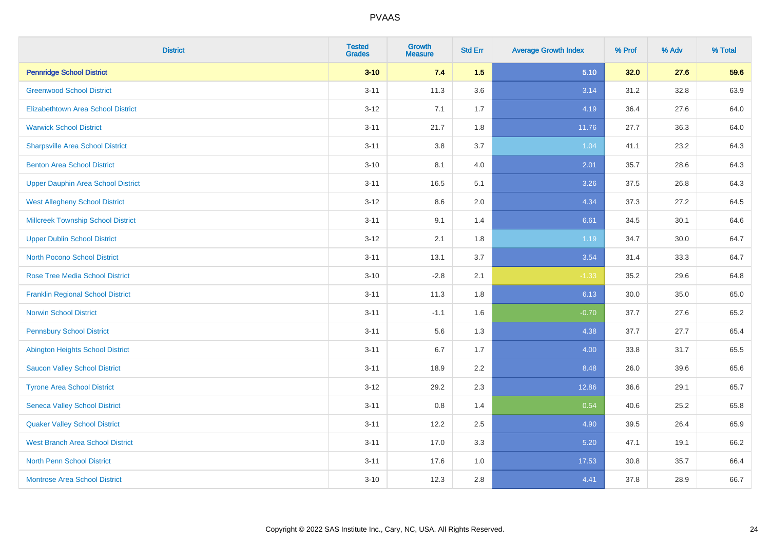# PVAAS

| District | Tested Grades | Growth Measure | Std Err | Average Growth Index | % Prof | % Adv | % Total |
|---|---|---|---|---|---|---|---|
| **Pennridge School District** | **3-10** | **7.4** | **1.5** | **5.10** | **32.0** | **27.6** | **59.6** |
| Greenwood School District | 3-11 | 11.3 | 3.6 | 3.14 | 31.2 | 32.8 | 63.9 |
| Elizabethtown Area School District | 3-12 | 7.1 | 1.7 | 4.19 | 36.4 | 27.6 | 64.0 |
| Warwick School District | 3-11 | 21.7 | 1.8 | 11.76 | 27.7 | 36.3 | 64.0 |
| Sharpsville Area School District | 3-11 | 3.8 | 3.7 | 1.04 | 41.1 | 23.2 | 64.3 |
| Benton Area School District | 3-10 | 8.1 | 4.0 | 2.01 | 35.7 | 28.6 | 64.3 |
| Upper Dauphin Area School District | 3-11 | 16.5 | 5.1 | 3.26 | 37.5 | 26.8 | 64.3 |
| West Allegheny School District | 3-12 | 8.6 | 2.0 | 4.34 | 37.3 | 27.2 | 64.5 |
| Millcreek Township School District | 3-11 | 9.1 | 1.4 | 6.61 | 34.5 | 30.1 | 64.6 |
| Upper Dublin School District | 3-12 | 2.1 | 1.8 | 1.19 | 34.7 | 30.0 | 64.7 |
| North Pocono School District | 3-11 | 13.1 | 3.7 | 3.54 | 31.4 | 33.3 | 64.7 |
| Rose Tree Media School District | 3-10 | -2.8 | 2.1 | -1.33 | 35.2 | 29.6 | 64.8 |
| Franklin Regional School District | 3-11 | 11.3 | 1.8 | 6.13 | 30.0 | 35.0 | 65.0 |
| Norwin School District | 3-11 | -1.1 | 1.6 | -0.70 | 37.7 | 27.6 | 65.2 |
| Pennsbury School District | 3-11 | 5.6 | 1.3 | 4.38 | 37.7 | 27.7 | 65.4 |
| Abington Heights School District | 3-11 | 6.7 | 1.7 | 4.00 | 33.8 | 31.7 | 65.5 |
| Saucon Valley School District | 3-11 | 18.9 | 2.2 | 8.48 | 26.0 | 39.6 | 65.6 |
| Tyrone Area School District | 3-12 | 29.2 | 2.3 | 12.86 | 36.6 | 29.1 | 65.7 |
| Seneca Valley School District | 3-11 | 0.8 | 1.4 | 0.54 | 40.6 | 25.2 | 65.8 |
| Quaker Valley School District | 3-11 | 12.2 | 2.5 | 4.90 | 39.5 | 26.4 | 65.9 |
| West Branch Area School District | 3-11 | 17.0 | 3.3 | 5.20 | 47.1 | 19.1 | 66.2 |
| North Penn School District | 3-11 | 17.6 | 1.0 | 17.53 | 30.8 | 35.7 | 66.4 |
| Montrose Area School District | 3-10 | 12.3 | 2.8 | 4.41 | 37.8 | 28.9 | 66.7 |

Copyright © 2022 SAS Institute Inc., Cary, NC, USA. All Rights Reserved.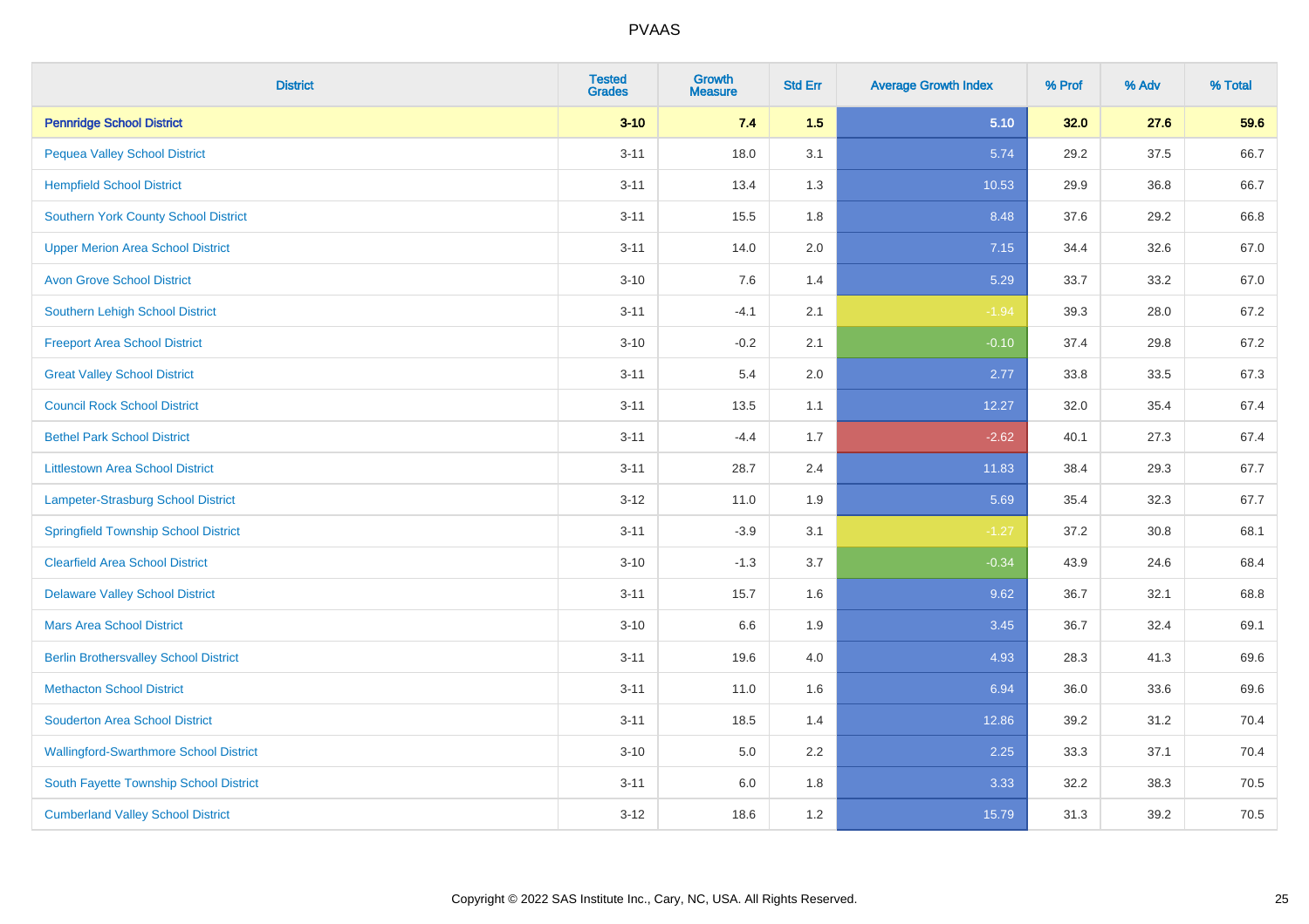# PVAAS

| District | Tested Grades | Growth Measure | Std Err | Average Growth Index | % Prof | % Adv | % Total |
|---|---|---|---|---|---|---|---|
| **Pennridge School District** | **3-10** | **7.4** | **1.5** | **5.10** | **32.0** | **27.6** | **59.6** |
| Pequea Valley School District | 3-11 | 18.0 | 3.1 | 5.74 | 29.2 | 37.5 | 66.7 |
| Hempfield School District | 3-11 | 13.4 | 1.3 | 10.53 | 29.9 | 36.8 | 66.7 |
| Southern York County School District | 3-11 | 15.5 | 1.8 | 8.48 | 37.6 | 29.2 | 66.8 |
| Upper Merion Area School District | 3-11 | 14.0 | 2.0 | 7.15 | 34.4 | 32.6 | 67.0 |
| Avon Grove School District | 3-10 | 7.6 | 1.4 | 5.29 | 33.7 | 33.2 | 67.0 |
| Southern Lehigh School District | 3-11 | -4.1 | 2.1 | -1.94 | 39.3 | 28.0 | 67.2 |
| Freeport Area School District | 3-10 | -0.2 | 2.1 | -0.10 | 37.4 | 29.8 | 67.2 |
| Great Valley School District | 3-11 | 5.4 | 2.0 | 2.77 | 33.8 | 33.5 | 67.3 |
| Council Rock School District | 3-11 | 13.5 | 1.1 | 12.27 | 32.0 | 35.4 | 67.4 |
| Bethel Park School District | 3-11 | -4.4 | 1.7 | -2.62 | 40.1 | 27.3 | 67.4 |
| Littlestown Area School District | 3-11 | 28.7 | 2.4 | 11.83 | 38.4 | 29.3 | 67.7 |
| Lampeter-Strasburg School District | 3-12 | 11.0 | 1.9 | 5.69 | 35.4 | 32.3 | 67.7 |
| Springfield Township School District | 3-11 | -3.9 | 3.1 | -1.27 | 37.2 | 30.8 | 68.1 |
| Clearfield Area School District | 3-10 | -1.3 | 3.7 | -0.34 | 43.9 | 24.6 | 68.4 |
| Delaware Valley School District | 3-11 | 15.7 | 1.6 | 9.62 | 36.7 | 32.1 | 68.8 |
| Mars Area School District | 3-10 | 6.6 | 1.9 | 3.45 | 36.7 | 32.4 | 69.1 |
| Berlin Brothersvalley School District | 3-11 | 19.6 | 4.0 | 4.93 | 28.3 | 41.3 | 69.6 |
| Methacton School District | 3-11 | 11.0 | 1.6 | 6.94 | 36.0 | 33.6 | 69.6 |
| Souderton Area School District | 3-11 | 18.5 | 1.4 | 12.86 | 39.2 | 31.2 | 70.4 |
| Wallingford-Swarthmore School District | 3-10 | 5.0 | 2.2 | 2.25 | 33.3 | 37.1 | 70.4 |
| South Fayette Township School District | 3-11 | 6.0 | 1.8 | 3.33 | 32.2 | 38.3 | 70.5 |
| Cumberland Valley School District | 3-12 | 18.6 | 1.2 | 15.79 | 31.3 | 39.2 | 70.5 |

Copyright © 2022 SAS Institute Inc., Cary, NC, USA. All Rights Reserved.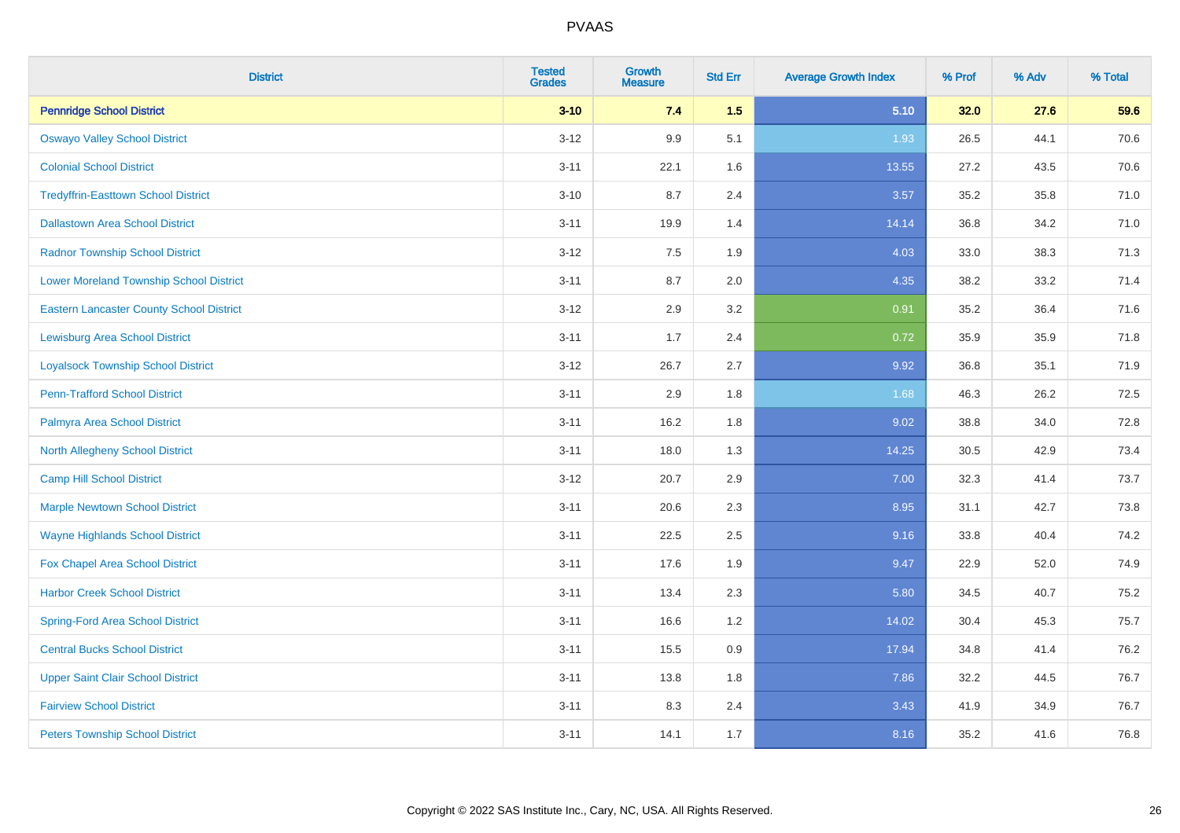| District | Tested Grades | Growth Measure | Std Err | Average Growth Index | % Prof | % Adv | % Total |
|---|---|---|---|---|---|---|---|
| **Pennridge School District** | **3-10** | **7.4** | **1.5** | **5.10** | **32.0** | **27.6** | **59.6** |
| Oswayo Valley School District | 3-12 | 9.9 | 5.1 | 1.93 | 26.5 | 44.1 | 70.6 |
| Colonial School District | 3-11 | 22.1 | 1.6 | 13.55 | 27.2 | 43.5 | 70.6 |
| Tredyffrin-Easttown School District | 3-10 | 8.7 | 2.4 | 3.57 | 35.2 | 35.8 | 71.0 |
| Dallastown Area School District | 3-11 | 19.9 | 1.4 | 14.14 | 36.8 | 34.2 | 71.0 |
| Radnor Township School District | 3-12 | 7.5 | 1.9 | 4.03 | 33.0 | 38.3 | 71.3 |
| Lower Moreland Township School District | 3-11 | 8.7 | 2.0 | 4.35 | 38.2 | 33.2 | 71.4 |
| Eastern Lancaster County School District | 3-12 | 2.9 | 3.2 | 0.91 | 35.2 | 36.4 | 71.6 |
| Lewisburg Area School District | 3-11 | 1.7 | 2.4 | 0.72 | 35.9 | 35.9 | 71.8 |
| Loyalsock Township School District | 3-12 | 26.7 | 2.7 | 9.92 | 36.8 | 35.1 | 71.9 |
| Penn-Trafford School District | 3-11 | 2.9 | 1.8 | 1.68 | 46.3 | 26.2 | 72.5 |
| Palmyra Area School District | 3-11 | 16.2 | 1.8 | 9.02 | 38.8 | 34.0 | 72.8 |
| North Allegheny School District | 3-11 | 18.0 | 1.3 | 14.25 | 30.5 | 42.9 | 73.4 |
| Camp Hill School District | 3-12 | 20.7 | 2.9 | 7.00 | 32.3 | 41.4 | 73.7 |
| Marple Newtown School District | 3-11 | 20.6 | 2.3 | 8.95 | 31.1 | 42.7 | 73.8 |
| Wayne Highlands School District | 3-11 | 22.5 | 2.5 | 9.16 | 33.8 | 40.4 | 74.2 |
| Fox Chapel Area School District | 3-11 | 17.6 | 1.9 | 9.47 | 22.9 | 52.0 | 74.9 |
| Harbor Creek School District | 3-11 | 13.4 | 2.3 | 5.80 | 34.5 | 40.7 | 75.2 |
| Spring-Ford Area School District | 3-11 | 16.6 | 1.2 | 14.02 | 30.4 | 45.3 | 75.7 |
| Central Bucks School District | 3-11 | 15.5 | 0.9 | 17.94 | 34.8 | 41.4 | 76.2 |
| Upper Saint Clair School District | 3-11 | 13.8 | 1.8 | 7.86 | 32.2 | 44.5 | 76.7 |
| Fairview School District | 3-11 | 8.3 | 2.4 | 3.43 | 41.9 | 34.9 | 76.7 |
| Peters Township School District | 3-11 | 14.1 | 1.7 | 8.16 | 35.2 | 41.6 | 76.8 |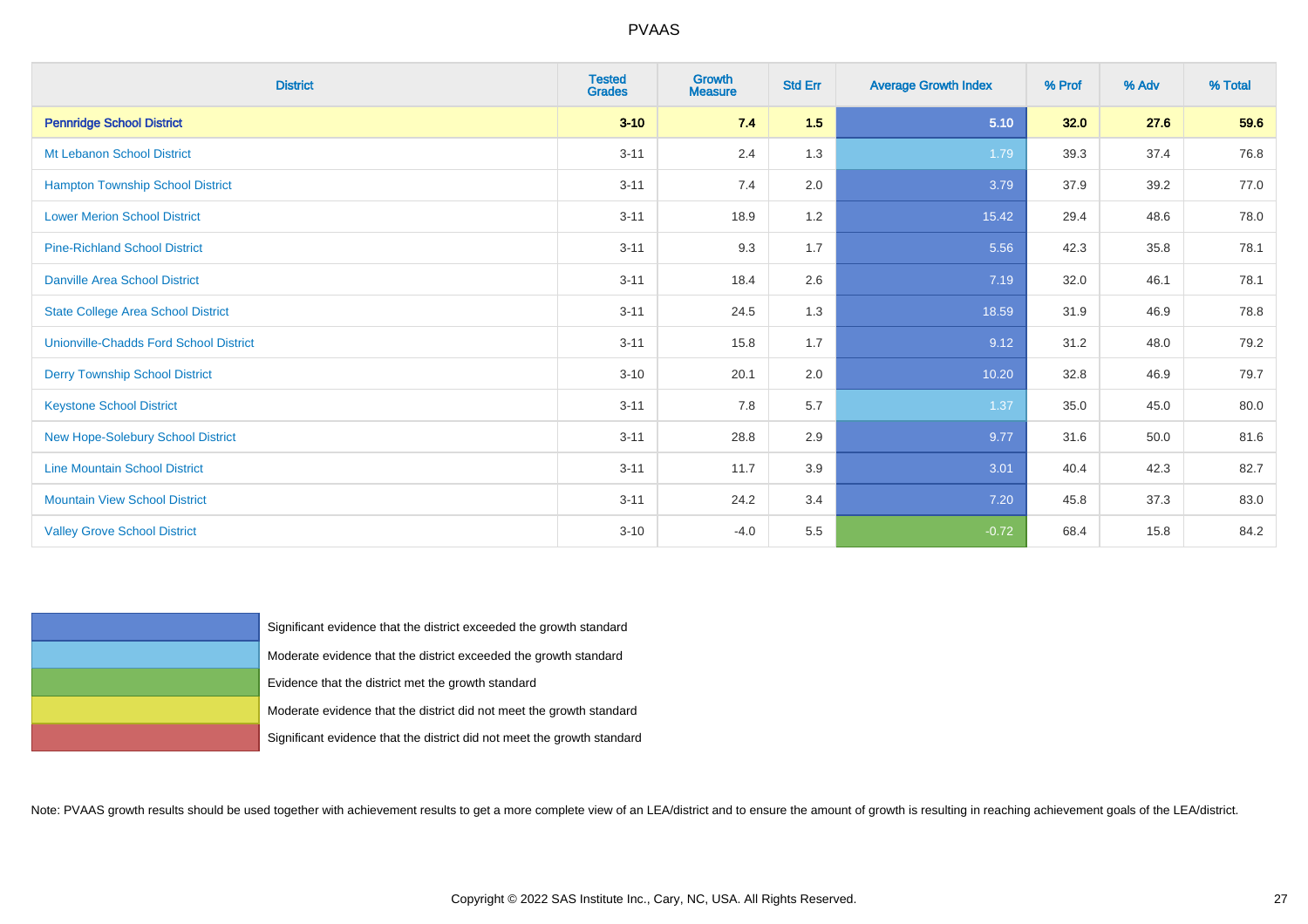# PVAAS

| District | Tested Grades | Growth Measure | Std Err | Average Growth Index | % Prof | % Adv | % Total |
|---|---|---|---|---|---|---|---|
| **Pennridge School District** | **3-10** | **7.4** | **1.5** | **5.10** | **32.0** | **27.6** | **59.6** |
| Mt Lebanon School District | 3-11 | 2.4 | 1.3 | 1.79 | 39.3 | 37.4 | 76.8 |
| Hampton Township School District | 3-11 | 7.4 | 2.0 | 3.79 | 37.9 | 39.2 | 77.0 |
| Lower Merion School District | 3-11 | 18.9 | 1.2 | 15.42 | 29.4 | 48.6 | 78.0 |
| Pine-Richland School District | 3-11 | 9.3 | 1.7 | 5.56 | 42.3 | 35.8 | 78.1 |
| Danville Area School District | 3-11 | 18.4 | 2.6 | 7.19 | 32.0 | 46.1 | 78.1 |
| State College Area School District | 3-11 | 24.5 | 1.3 | 18.59 | 31.9 | 46.9 | 78.8 |
| Unionville-Chadds Ford School District | 3-11 | 15.8 | 1.7 | 9.12 | 31.2 | 48.0 | 79.2 |
| Derry Township School District | 3-10 | 20.1 | 2.0 | 10.20 | 32.8 | 46.9 | 79.7 |
| Keystone School District | 3-11 | 7.8 | 5.7 | 1.37 | 35.0 | 45.0 | 80.0 |
| New Hope-Solebury School District | 3-11 | 28.8 | 2.9 | 9.77 | 31.6 | 50.0 | 81.6 |
| Line Mountain School District | 3-11 | 11.7 | 3.9 | 3.01 | 40.4 | 42.3 | 82.7 |
| Mountain View School District | 3-11 | 24.2 | 3.4 | 7.20 | 45.8 | 37.3 | 83.0 |
| Valley Grove School District | 3-10 | -4.0 | 5.5 | -0.72 | 68.4 | 15.8 | 84.2 |

Significant evidence that the district exceeded the growth standard

Moderate evidence that the district exceeded the growth standard

Evidence that the district met the growth standard

Moderate evidence that the district did not meet the growth standard

Significant evidence that the district did not meet the growth standard

Note: PVAAS growth results should be used together with achievement results to get a more complete view of an LEA/district and to ensure the amount of growth is resulting in reaching achievement goals of the LEA/district.

Copyright © 2022 SAS Institute Inc., Cary, NC, USA. All Rights Reserved.